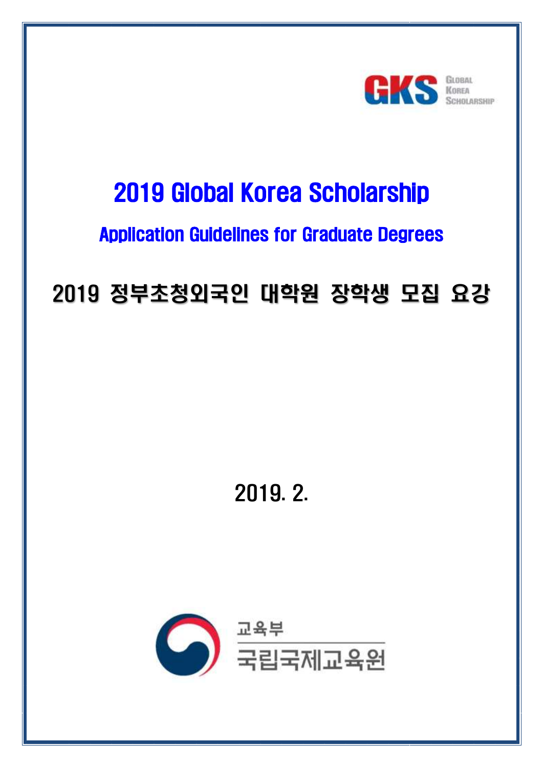GKS Global Korea Scholarship

# 2019 Global Korea Scholarship

## Application Guidelines for Graduate Degrees

# 2019 정부초청외국인 대학원 장학생 모집 요강

2019. 2.

교육부
국립국제교육원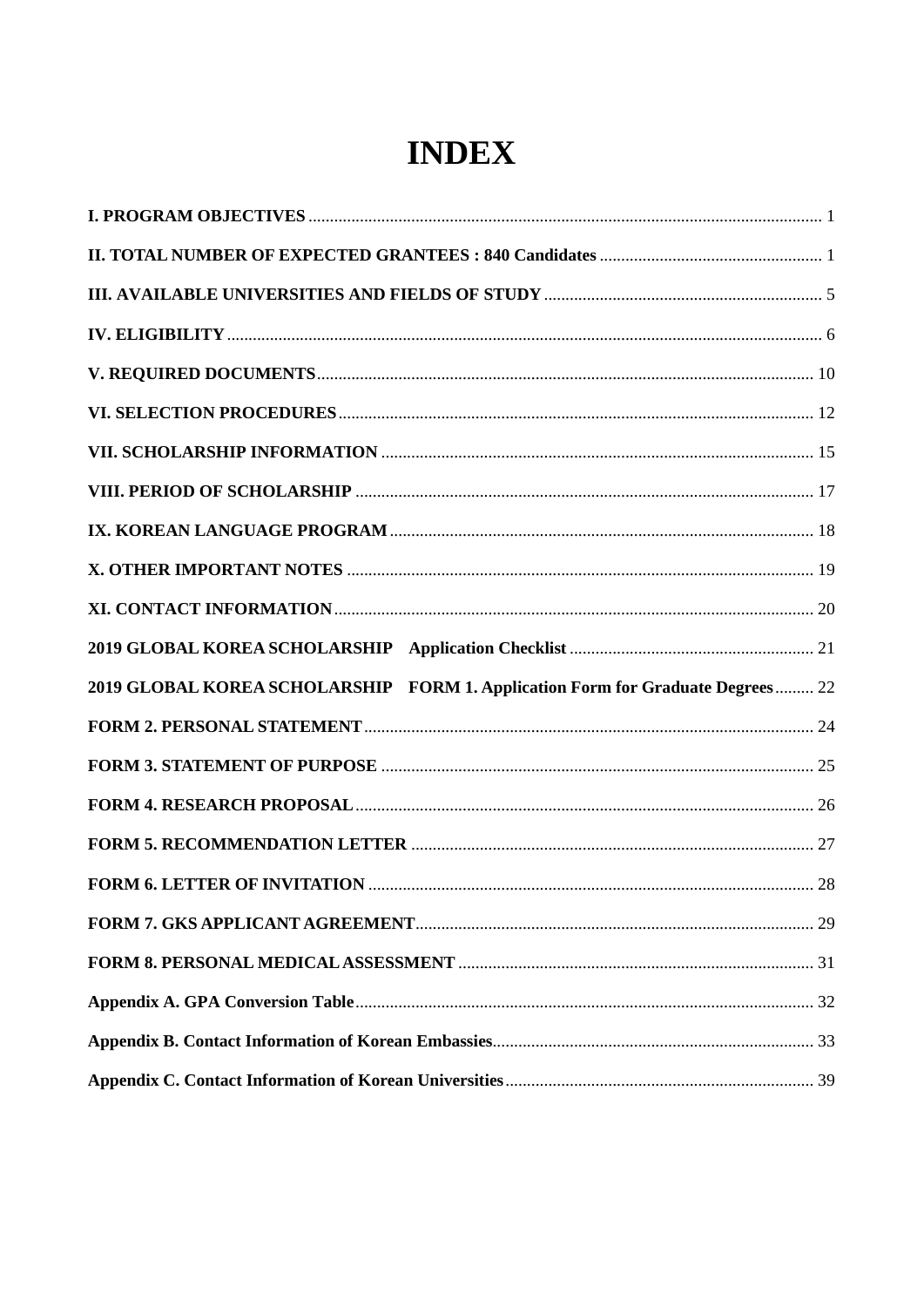# INDEX

| | |
|---|---|
| **I. PROGRAM OBJECTIVES** | 1 |
| **II. TOTAL NUMBER OF EXPECTED GRANTEES : 840 Candidates** | 1 |
| **III. AVAILABLE UNIVERSITIES AND FIELDS OF STUDY** | 5 |
| **IV. ELIGIBILITY** | 6 |
| **V. REQUIRED DOCUMENTS** | 10 |
| **VI. SELECTION PROCEDURES** | 12 |
| **VII. SCHOLARSHIP INFORMATION** | 15 |
| **VIII. PERIOD OF SCHOLARSHIP** | 17 |
| **IX. KOREAN LANGUAGE PROGRAM** | 18 |
| **X. OTHER IMPORTANT NOTES** | 19 |
| **XI. CONTACT INFORMATION** | 20 |
| **2019 GLOBAL KOREA SCHOLARSHIP Application Checklist** | 21 |
| **2019 GLOBAL KOREA SCHOLARSHIP FORM 1. Application Form for Graduate Degrees** | 22 |
| **FORM 2. PERSONAL STATEMENT** | 24 |
| **FORM 3. STATEMENT OF PURPOSE** | 25 |
| **FORM 4. RESEARCH PROPOSAL** | 26 |
| **FORM 5. RECOMMENDATION LETTER** | 27 |
| **FORM 6. LETTER OF INVITATION** | 28 |
| **FORM 7. GKS APPLICANT AGREEMENT** | 29 |
| **FORM 8. PERSONAL MEDICAL ASSESSMENT** | 31 |
| **Appendix A. GPA Conversion Table** | 32 |
| **Appendix B. Contact Information of Korean Embassies** | 33 |
| **Appendix C. Contact Information of Korean Universities** | 39 |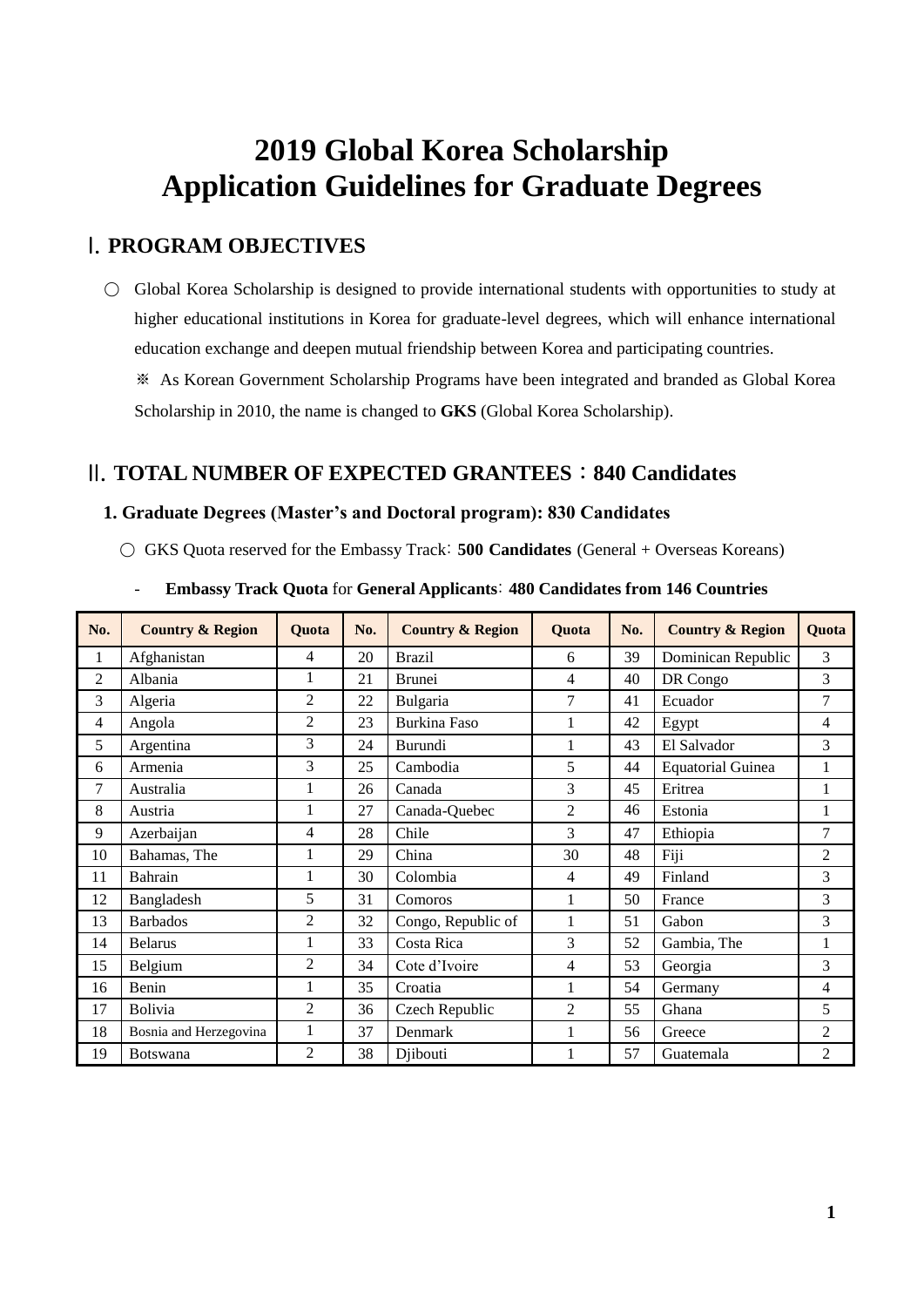# 2019 Global Korea Scholarship
# Application Guidelines for Graduate Degrees

## Ⅰ. PROGRAM OBJECTIVES

○ Global Korea Scholarship is designed to provide international students with opportunities to study at higher educational institutions in Korea for graduate-level degrees, which will enhance international education exchange and deepen mutual friendship between Korea and participating countries.

※ As Korean Government Scholarship Programs have been integrated and branded as Global Korea Scholarship in 2010, the name is changed to **GKS** (Global Korea Scholarship).

## Ⅱ. TOTAL NUMBER OF EXPECTED GRANTEES：840 Candidates

### 1. Graduate Degrees (Master's and Doctoral program): 830 Candidates

○ GKS Quota reserved for the Embassy Track: **500 Candidates** (General + Overseas Koreans)

- **Embassy Track Quota** for **General Applicants**: **480 Candidates from 146 Countries**

| No. | Country & Region | Quota | No. | Country & Region | Quota | No. | Country & Region | Quota |
|---|---|---|---|---|---|---|---|---|
| 1 | Afghanistan | 4 | 20 | Brazil | 6 | 39 | Dominican Republic | 3 |
| 2 | Albania | 1 | 21 | Brunei | 4 | 40 | DR Congo | 3 |
| 3 | Algeria | 2 | 22 | Bulgaria | 7 | 41 | Ecuador | 7 |
| 4 | Angola | 2 | 23 | Burkina Faso | 1 | 42 | Egypt | 4 |
| 5 | Argentina | 3 | 24 | Burundi | 1 | 43 | El Salvador | 3 |
| 6 | Armenia | 3 | 25 | Cambodia | 5 | 44 | Equatorial Guinea | 1 |
| 7 | Australia | 1 | 26 | Canada | 3 | 45 | Eritrea | 1 |
| 8 | Austria | 1 | 27 | Canada-Quebec | 2 | 46 | Estonia | 1 |
| 9 | Azerbaijan | 4 | 28 | Chile | 3 | 47 | Ethiopia | 7 |
| 10 | Bahamas, The | 1 | 29 | China | 30 | 48 | Fiji | 2 |
| 11 | Bahrain | 1 | 30 | Colombia | 4 | 49 | Finland | 3 |
| 12 | Bangladesh | 5 | 31 | Comoros | 1 | 50 | France | 3 |
| 13 | Barbados | 2 | 32 | Congo, Republic of | 1 | 51 | Gabon | 3 |
| 14 | Belarus | 1 | 33 | Costa Rica | 3 | 52 | Gambia, The | 1 |
| 15 | Belgium | 2 | 34 | Cote d'Ivoire | 4 | 53 | Georgia | 3 |
| 16 | Benin | 1 | 35 | Croatia | 1 | 54 | Germany | 4 |
| 17 | Bolivia | 2 | 36 | Czech Republic | 2 | 55 | Ghana | 5 |
| 18 | Bosnia and Herzegovina | 1 | 37 | Denmark | 1 | 56 | Greece | 2 |
| 19 | Botswana | 2 | 38 | Djibouti | 1 | 57 | Guatemala | 2 |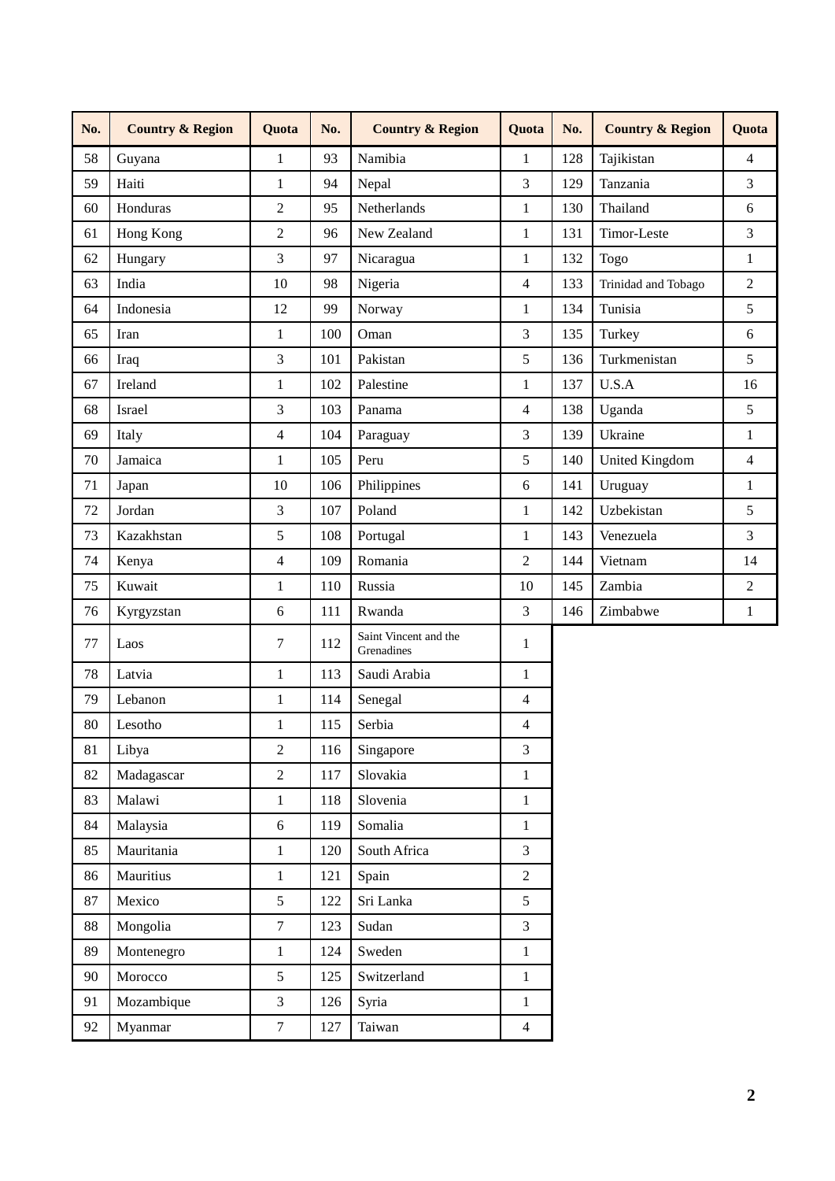| No. | Country & Region | Quota | No. | Country & Region | Quota | No. | Country & Region | Quota |
|---|---|---|---|---|---|---|---|---|
| 58 | Guyana | 1 | 93 | Namibia | 1 | 128 | Tajikistan | 4 |
| 59 | Haiti | 1 | 94 | Nepal | 3 | 129 | Tanzania | 3 |
| 60 | Honduras | 2 | 95 | Netherlands | 1 | 130 | Thailand | 6 |
| 61 | Hong Kong | 2 | 96 | New Zealand | 1 | 131 | Timor-Leste | 3 |
| 62 | Hungary | 3 | 97 | Nicaragua | 1 | 132 | Togo | 1 |
| 63 | India | 10 | 98 | Nigeria | 4 | 133 | Trinidad and Tobago | 2 |
| 64 | Indonesia | 12 | 99 | Norway | 1 | 134 | Tunisia | 5 |
| 65 | Iran | 1 | 100 | Oman | 3 | 135 | Turkey | 6 |
| 66 | Iraq | 3 | 101 | Pakistan | 5 | 136 | Turkmenistan | 5 |
| 67 | Ireland | 1 | 102 | Palestine | 1 | 137 | U.S.A | 16 |
| 68 | Israel | 3 | 103 | Panama | 4 | 138 | Uganda | 5 |
| 69 | Italy | 4 | 104 | Paraguay | 3 | 139 | Ukraine | 1 |
| 70 | Jamaica | 1 | 105 | Peru | 5 | 140 | United Kingdom | 4 |
| 71 | Japan | 10 | 106 | Philippines | 6 | 141 | Uruguay | 1 |
| 72 | Jordan | 3 | 107 | Poland | 1 | 142 | Uzbekistan | 5 |
| 73 | Kazakhstan | 5 | 108 | Portugal | 1 | 143 | Venezuela | 3 |
| 74 | Kenya | 4 | 109 | Romania | 2 | 144 | Vietnam | 14 |
| 75 | Kuwait | 1 | 110 | Russia | 10 | 145 | Zambia | 2 |
| 76 | Kyrgyzstan | 6 | 111 | Rwanda | 3 | 146 | Zimbabwe | 1 |
| 77 | Laos | 7 | 112 | Saint Vincent and the Grenadines | 1 | | | |
| 78 | Latvia | 1 | 113 | Saudi Arabia | 1 | | | |
| 79 | Lebanon | 1 | 114 | Senegal | 4 | | | |
| 80 | Lesotho | 1 | 115 | Serbia | 4 | | | |
| 81 | Libya | 2 | 116 | Singapore | 3 | | | |
| 82 | Madagascar | 2 | 117 | Slovakia | 1 | | | |
| 83 | Malawi | 1 | 118 | Slovenia | 1 | | | |
| 84 | Malaysia | 6 | 119 | Somalia | 1 | | | |
| 85 | Mauritania | 1 | 120 | South Africa | 3 | | | |
| 86 | Mauritius | 1 | 121 | Spain | 2 | | | |
| 87 | Mexico | 5 | 122 | Sri Lanka | 5 | | | |
| 88 | Mongolia | 7 | 123 | Sudan | 3 | | | |
| 89 | Montenegro | 1 | 124 | Sweden | 1 | | | |
| 90 | Morocco | 5 | 125 | Switzerland | 1 | | | |
| 91 | Mozambique | 3 | 126 | Syria | 1 | | | |
| 92 | Myanmar | 7 | 127 | Taiwan | 4 | | | |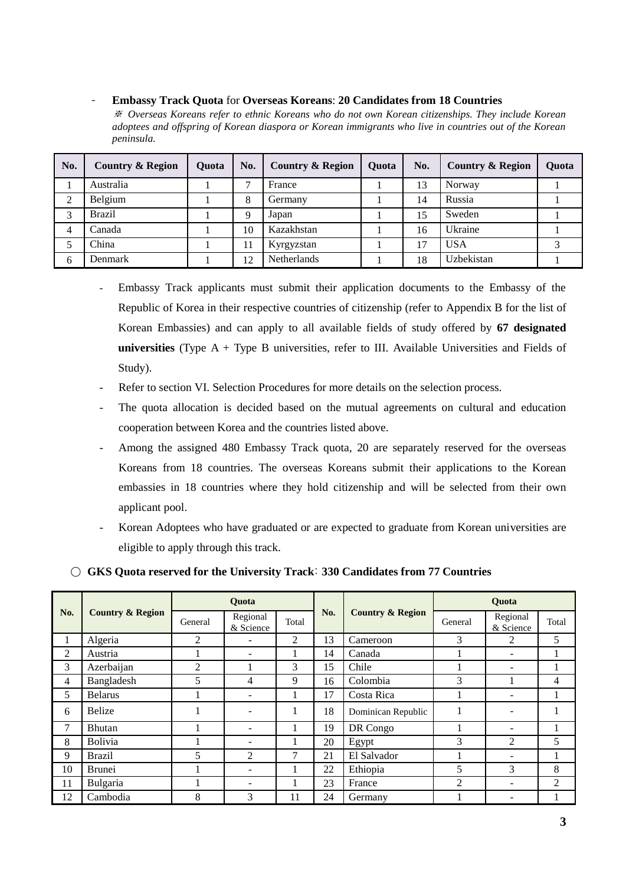- **Embassy Track Quota** for **Overseas Koreans**: **20 Candidates from 18 Countries**

  ※ *Overseas Koreans refer to ethnic Koreans who do not own Korean citizenships. They include Korean adoptees and offspring of Korean diaspora or Korean immigrants who live in countries out of the Korean peninsula.*

| No. | Country & Region | Quota | No. | Country & Region | Quota | No. | Country & Region | Quota |
|---|---|---|---|---|---|---|---|---|
| 1 | Australia | 1 | 7 | France | 1 | 13 | Norway | 1 |
| 2 | Belgium | 1 | 8 | Germany | 1 | 14 | Russia | 1 |
| 3 | Brazil | 1 | 9 | Japan | 1 | 15 | Sweden | 1 |
| 4 | Canada | 1 | 10 | Kazakhstan | 1 | 16 | Ukraine | 1 |
| 5 | China | 1 | 11 | Kyrgyzstan | 1 | 17 | USA | 3 |
| 6 | Denmark | 1 | 12 | Netherlands | 1 | 18 | Uzbekistan | 1 |

- Embassy Track applicants must submit their application documents to the Embassy of the Republic of Korea in their respective countries of citizenship (refer to Appendix B for the list of Korean Embassies) and can apply to all available fields of study offered by **67 designated universities** (Type A + Type B universities, refer to III. Available Universities and Fields of Study).
- Refer to section VI. Selection Procedures for more details on the selection process.
- The quota allocation is decided based on the mutual agreements on cultural and education cooperation between Korea and the countries listed above.
- Among the assigned 480 Embassy Track quota, 20 are separately reserved for the overseas Koreans from 18 countries. The overseas Koreans submit their applications to the Korean embassies in 18 countries where they hold citizenship and will be selected from their own applicant pool.
- Korean Adoptees who have graduated or are expected to graduate from Korean universities are eligible to apply through this track.

○ **GKS Quota reserved for the University Track**: **330 Candidates from 77 Countries**

| No. | Country & Region | Quota | | | No. | Country & Region | Quota | | |
|---|---|---|---|---|---|---|---|---|---|
| | | General | Regional & Science | Total | | | General | Regional & Science | Total |
| 1 | Algeria | 2 | - | 2 | 13 | Cameroon | 3 | 2 | 5 |
| 2 | Austria | 1 | - | 1 | 14 | Canada | 1 | - | 1 |
| 3 | Azerbaijan | 2 | 1 | 3 | 15 | Chile | 1 | - | 1 |
| 4 | Bangladesh | 5 | 4 | 9 | 16 | Colombia | 3 | 1 | 4 |
| 5 | Belarus | 1 | - | 1 | 17 | Costa Rica | 1 | - | 1 |
| 6 | Belize | 1 | - | 1 | 18 | Dominican Republic | 1 | - | 1 |
| 7 | Bhutan | 1 | - | 1 | 19 | DR Congo | 1 | - | 1 |
| 8 | Bolivia | 1 | - | 1 | 20 | Egypt | 3 | 2 | 5 |
| 9 | Brazil | 5 | 2 | 7 | 21 | El Salvador | 1 | - | 1 |
| 10 | Brunei | 1 | - | 1 | 22 | Ethiopia | 5 | 3 | 8 |
| 11 | Bulgaria | 1 | - | 1 | 23 | France | 2 | - | 2 |
| 12 | Cambodia | 8 | 3 | 11 | 24 | Germany | 1 | - | 1 |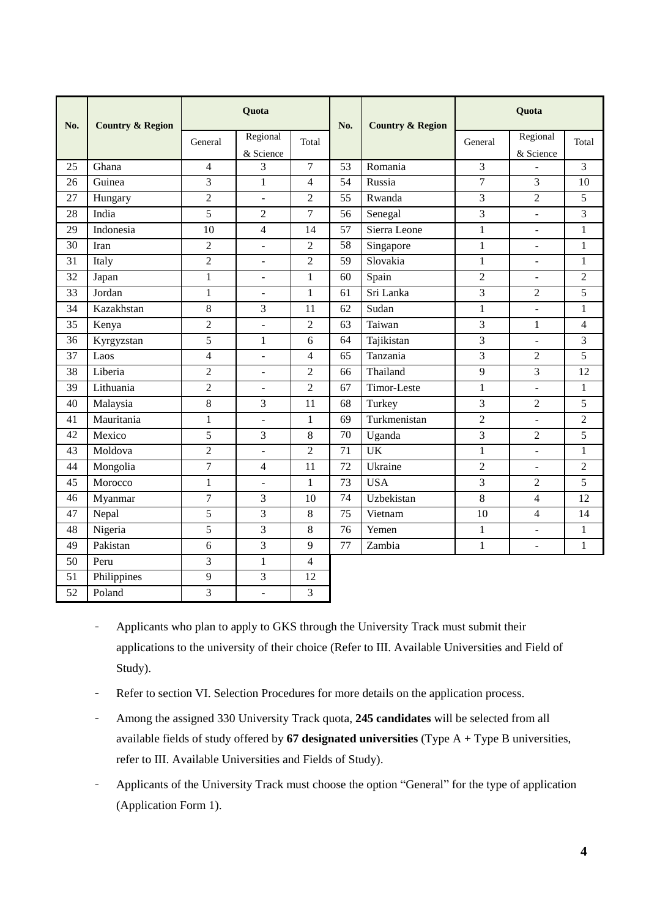| No. | Country & Region | Quota | | | No. | Country & Region | Quota | | |
|---|---|---|---|---|---|---|---|---|---|
| | | General | Regional & Science | Total | | | General | Regional & Science | Total |
| 25 | Ghana | 4 | 3 | 7 | 53 | Romania | 3 | - | 3 |
| 26 | Guinea | 3 | 1 | 4 | 54 | Russia | 7 | 3 | 10 |
| 27 | Hungary | 2 | - | 2 | 55 | Rwanda | 3 | 2 | 5 |
| 28 | India | 5 | 2 | 7 | 56 | Senegal | 3 | - | 3 |
| 29 | Indonesia | 10 | 4 | 14 | 57 | Sierra Leone | 1 | - | 1 |
| 30 | Iran | 2 | - | 2 | 58 | Singapore | 1 | - | 1 |
| 31 | Italy | 2 | - | 2 | 59 | Slovakia | 1 | - | 1 |
| 32 | Japan | 1 | - | 1 | 60 | Spain | 2 | - | 2 |
| 33 | Jordan | 1 | - | 1 | 61 | Sri Lanka | 3 | 2 | 5 |
| 34 | Kazakhstan | 8 | 3 | 11 | 62 | Sudan | 1 | - | 1 |
| 35 | Kenya | 2 | - | 2 | 63 | Taiwan | 3 | 1 | 4 |
| 36 | Kyrgyzstan | 5 | 1 | 6 | 64 | Tajikistan | 3 | - | 3 |
| 37 | Laos | 4 | - | 4 | 65 | Tanzania | 3 | 2 | 5 |
| 38 | Liberia | 2 | - | 2 | 66 | Thailand | 9 | 3 | 12 |
| 39 | Lithuania | 2 | - | 2 | 67 | Timor-Leste | 1 | - | 1 |
| 40 | Malaysia | 8 | 3 | 11 | 68 | Turkey | 3 | 2 | 5 |
| 41 | Mauritania | 1 | - | 1 | 69 | Turkmenistan | 2 | - | 2 |
| 42 | Mexico | 5 | 3 | 8 | 70 | Uganda | 3 | 2 | 5 |
| 43 | Moldova | 2 | - | 2 | 71 | UK | 1 | - | 1 |
| 44 | Mongolia | 7 | 4 | 11 | 72 | Ukraine | 2 | - | 2 |
| 45 | Morocco | 1 | - | 1 | 73 | USA | 3 | 2 | 5 |
| 46 | Myanmar | 7 | 3 | 10 | 74 | Uzbekistan | 8 | 4 | 12 |
| 47 | Nepal | 5 | 3 | 8 | 75 | Vietnam | 10 | 4 | 14 |
| 48 | Nigeria | 5 | 3 | 8 | 76 | Yemen | 1 | - | 1 |
| 49 | Pakistan | 6 | 3 | 9 | 77 | Zambia | 1 | - | 1 |
| 50 | Peru | 3 | 1 | 4 | | | | | |
| 51 | Philippines | 9 | 3 | 12 | | | | | |
| 52 | Poland | 3 | - | 3 | | | | | |

- Applicants who plan to apply to GKS through the University Track must submit their applications to the university of their choice (Refer to III. Available Universities and Field of Study).
- Refer to section VI. Selection Procedures for more details on the application process.
- Among the assigned 330 University Track quota, **245 candidates** will be selected from all available fields of study offered by **67 designated universities** (Type A + Type B universities, refer to III. Available Universities and Fields of Study).
- Applicants of the University Track must choose the option "General" for the type of application (Application Form 1).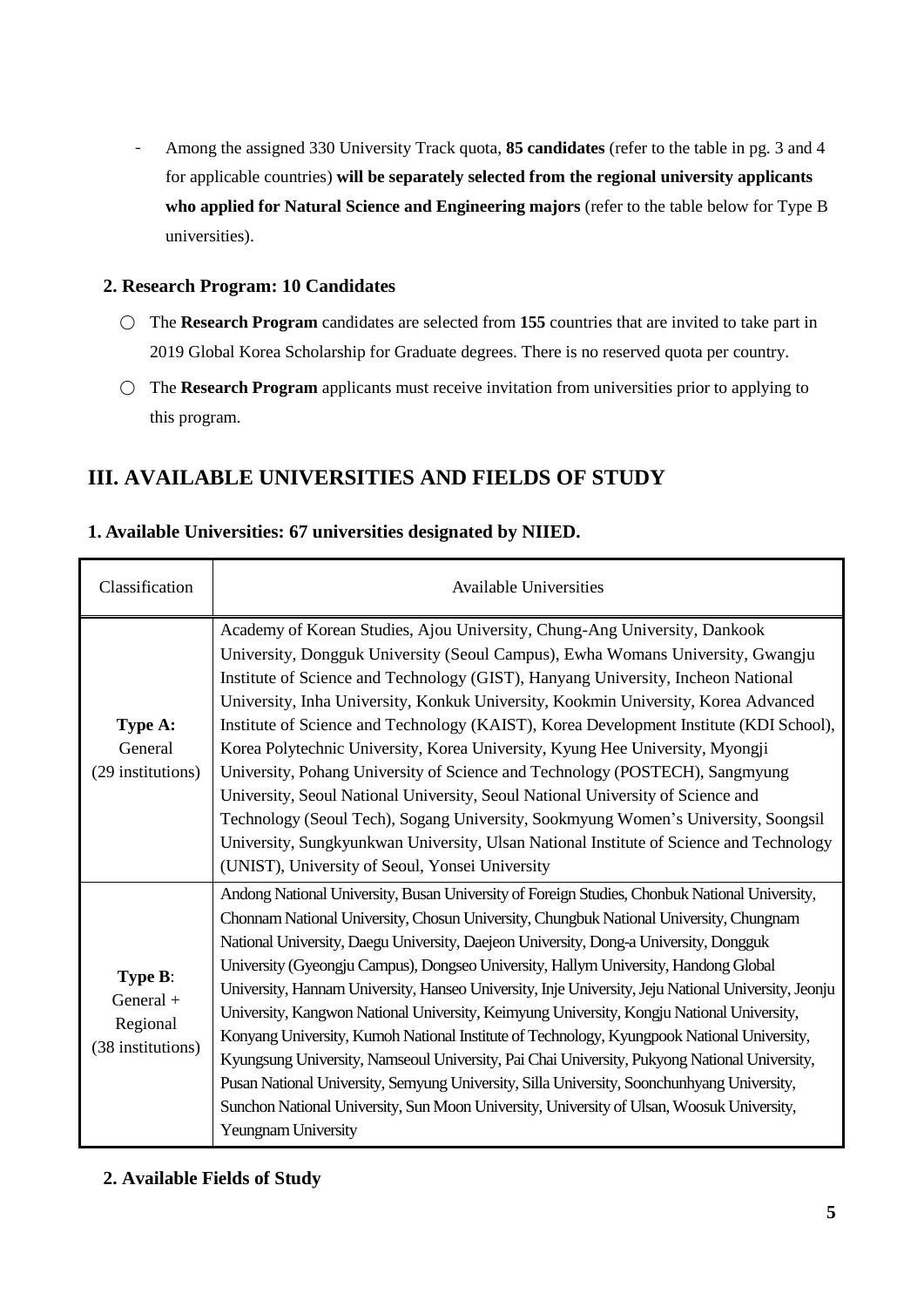- Among the assigned 330 University Track quota, **85 candidates** (refer to the table in pg. 3 and 4 for applicable countries) **will be separately selected from the regional university applicants who applied for Natural Science and Engineering majors** (refer to the table below for Type B universities).

### 2. Research Program: 10 Candidates

○ The **Research Program** candidates are selected from **155** countries that are invited to take part in 2019 Global Korea Scholarship for Graduate degrees. There is no reserved quota per country.

○ The **Research Program** applicants must receive invitation from universities prior to applying to this program.

## III. AVAILABLE UNIVERSITIES AND FIELDS OF STUDY

### 1. Available Universities: 67 universities designated by NIIED.

| Classification | Available Universities |
|---|---|
| **Type A:** General (29 institutions) | Academy of Korean Studies, Ajou University, Chung-Ang University, Dankook University, Dongguk University (Seoul Campus), Ewha Womans University, Gwangju Institute of Science and Technology (GIST), Hanyang University, Incheon National University, Inha University, Konkuk University, Kookmin University, Korea Advanced Institute of Science and Technology (KAIST), Korea Development Institute (KDI School), Korea Polytechnic University, Korea University, Kyung Hee University, Myongji University, Pohang University of Science and Technology (POSTECH), Sangmyung University, Seoul National University, Seoul National University of Science and Technology (Seoul Tech), Sogang University, Sookmyung Women's University, Soongsil University, Sungkyunkwan University, Ulsan National Institute of Science and Technology (UNIST), University of Seoul, Yonsei University |
| **Type B**: General + Regional (38 institutions) | Andong National University, Busan University of Foreign Studies, Chonbuk National University, Chonnam National University, Chosun University, Chungbuk National University, Chungnam National University, Daegu University, Daejeon University, Dong-a University, Dongguk University (Gyeongju Campus), Dongseo University, Hallym University, Handong Global University, Hannam University, Hanseo University, Inje University, Jeju National University, Jeonju University, Kangwon National University, Keimyung University, Kongju National University, Konyang University, Kumoh National Institute of Technology, Kyungpook National University, Kyungsung University, Namseoul University, Pai Chai University, Pukyong National University, Pusan National University, Semyung University, Silla University, Soonchunhyang University, Sunchon National University, Sun Moon University, University of Ulsan, Woosuk University, Yeungnam University |

### 2. Available Fields of Study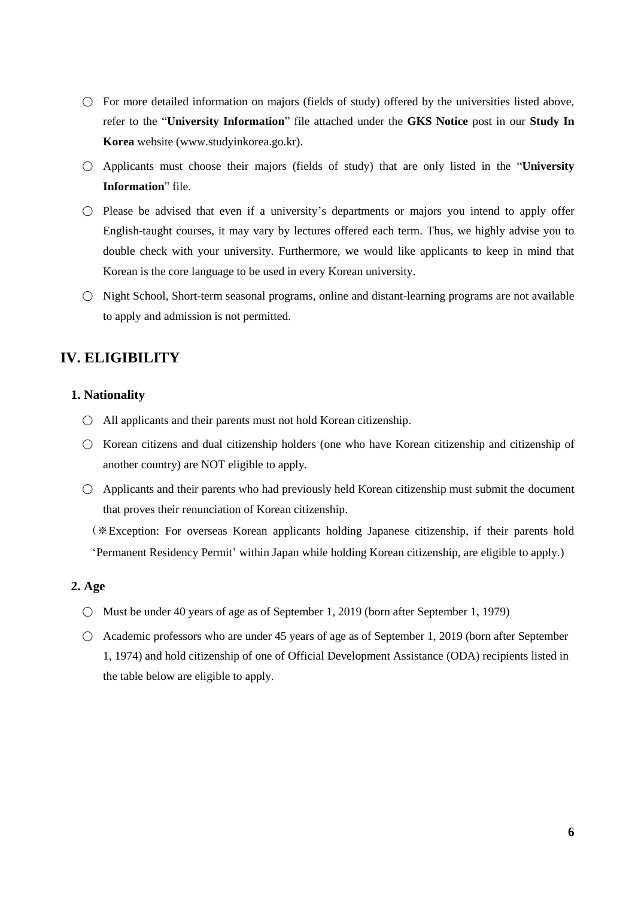○ For more detailed information on majors (fields of study) offered by the universities listed above, refer to the "**University Information**" file attached under the **GKS Notice** post in our **Study In Korea** website (www.studyinkorea.go.kr).

○ Applicants must choose their majors (fields of study) that are only listed in the "**University Information**" file.

○ Please be advised that even if a university's departments or majors you intend to apply offer English-taught courses, it may vary by lectures offered each term. Thus, we highly advise you to double check with your university. Furthermore, we would like applicants to keep in mind that Korean is the core language to be used in every Korean university.

○ Night School, Short-term seasonal programs, online and distant-learning programs are not available to apply and admission is not permitted.

## IV. ELIGIBILITY

### 1. Nationality

○ All applicants and their parents must not hold Korean citizenship.

○ Korean citizens and dual citizenship holders (one who have Korean citizenship and citizenship of another country) are NOT eligible to apply.

○ Applicants and their parents who had previously held Korean citizenship must submit the document that proves their renunciation of Korean citizenship.

（※Exception: For overseas Korean applicants holding Japanese citizenship, if their parents hold 'Permanent Residency Permit' within Japan while holding Korean citizenship, are eligible to apply.)

### 2. Age

○ Must be under 40 years of age as of September 1, 2019 (born after September 1, 1979)

○ Academic professors who are under 45 years of age as of September 1, 2019 (born after September 1, 1974) and hold citizenship of one of Official Development Assistance (ODA) recipients listed in the table below are eligible to apply.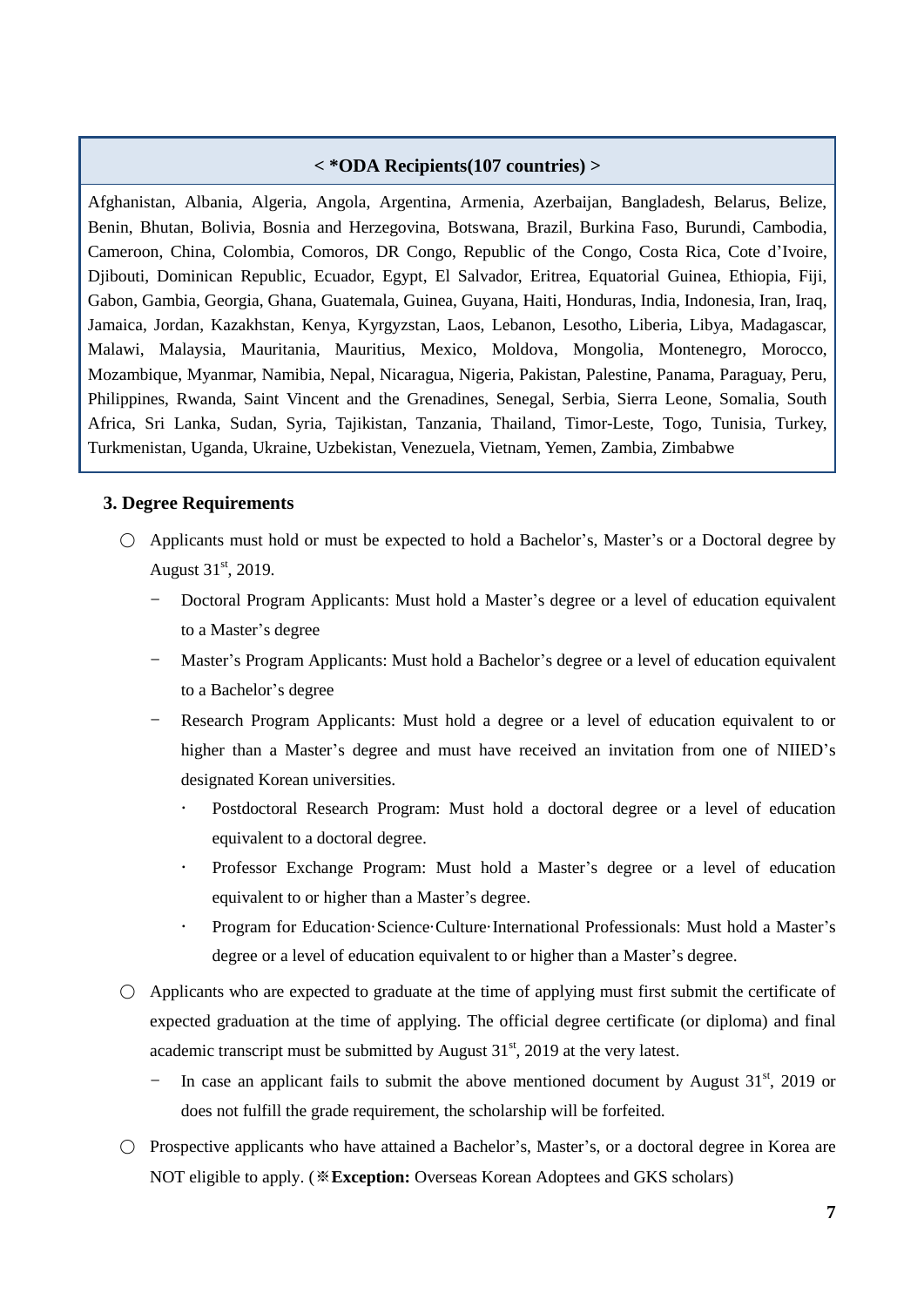| < *ODA Recipients(107 countries) > |
| --- |
| Afghanistan, Albania, Algeria, Angola, Argentina, Armenia, Azerbaijan, Bangladesh, Belarus, Belize, Benin, Bhutan, Bolivia, Bosnia and Herzegovina, Botswana, Brazil, Burkina Faso, Burundi, Cambodia, Cameroon, China, Colombia, Comoros, DR Congo, Republic of the Congo, Costa Rica, Cote d'Ivoire, Djibouti, Dominican Republic, Ecuador, Egypt, El Salvador, Eritrea, Equatorial Guinea, Ethiopia, Fiji, Gabon, Gambia, Georgia, Ghana, Guatemala, Guinea, Guyana, Haiti, Honduras, India, Indonesia, Iran, Iraq, Jamaica, Jordan, Kazakhstan, Kenya, Kyrgyzstan, Laos, Lebanon, Lesotho, Liberia, Libya, Madagascar, Malawi, Malaysia, Mauritania, Mauritius, Mexico, Moldova, Mongolia, Montenegro, Morocco, Mozambique, Myanmar, Namibia, Nepal, Nicaragua, Nigeria, Pakistan, Palestine, Panama, Paraguay, Peru, Philippines, Rwanda, Saint Vincent and the Grenadines, Senegal, Serbia, Sierra Leone, Somalia, South Africa, Sri Lanka, Sudan, Syria, Tajikistan, Tanzania, Thailand, Timor-Leste, Togo, Tunisia, Turkey, Turkmenistan, Uganda, Ukraine, Uzbekistan, Venezuela, Vietnam, Yemen, Zambia, Zimbabwe |

### 3. Degree Requirements

○ Applicants must hold or must be expected to hold a Bachelor's, Master's or a Doctoral degree by August 31st, 2019.

- Doctoral Program Applicants: Must hold a Master's degree or a level of education equivalent to a Master's degree
- Master's Program Applicants: Must hold a Bachelor's degree or a level of education equivalent to a Bachelor's degree
- Research Program Applicants: Must hold a degree or a level of education equivalent to or higher than a Master's degree and must have received an invitation from one of NIIED's designated Korean universities.
  - Postdoctoral Research Program: Must hold a doctoral degree or a level of education equivalent to a doctoral degree.
  - Professor Exchange Program: Must hold a Master's degree or a level of education equivalent to or higher than a Master's degree.
  - Program for Education·Science·Culture·International Professionals: Must hold a Master's degree or a level of education equivalent to or higher than a Master's degree.

○ Applicants who are expected to graduate at the time of applying must first submit the certificate of expected graduation at the time of applying. The official degree certificate (or diploma) and final academic transcript must be submitted by August 31st, 2019 at the very latest.

- In case an applicant fails to submit the above mentioned document by August 31st, 2019 or does not fulfill the grade requirement, the scholarship will be forfeited.

○ Prospective applicants who have attained a Bachelor's, Master's, or a doctoral degree in Korea are NOT eligible to apply. (※**Exception:** Overseas Korean Adoptees and GKS scholars)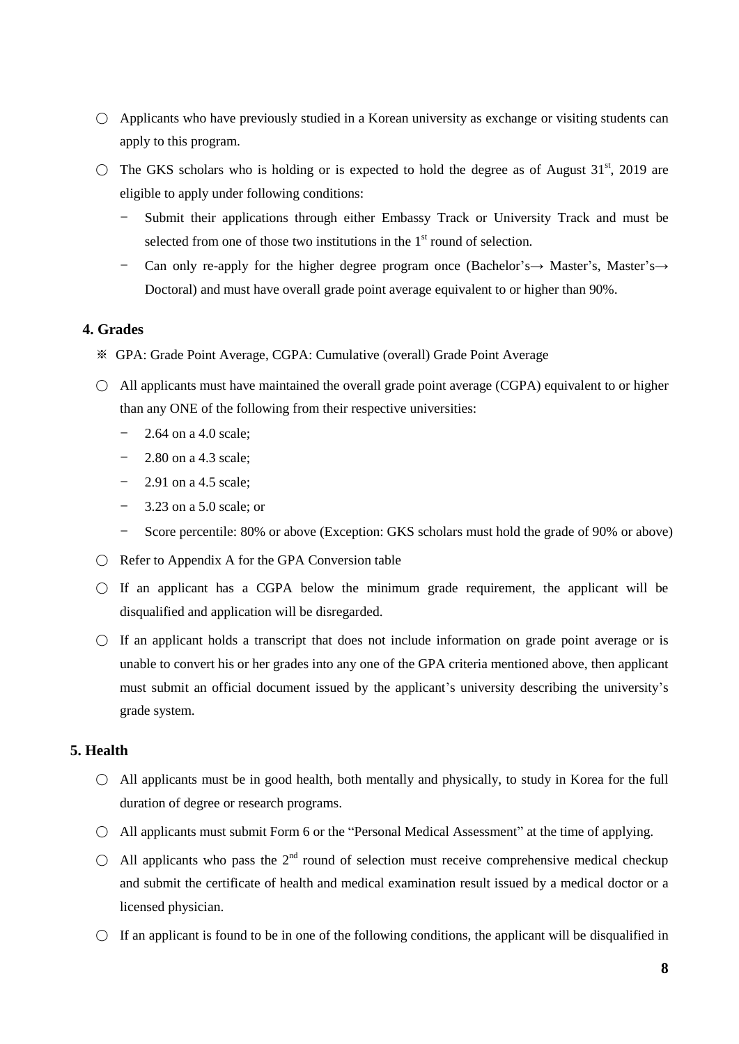○ Applicants who have previously studied in a Korean university as exchange or visiting students can apply to this program.

○ The GKS scholars who is holding or is expected to hold the degree as of August 31st, 2019 are eligible to apply under following conditions:

  - Submit their applications through either Embassy Track or University Track and must be selected from one of those two institutions in the 1st round of selection.
  - Can only re-apply for the higher degree program once (Bachelor's→ Master's, Master's→ Doctoral) and must have overall grade point average equivalent to or higher than 90%.

## 4. Grades

※ GPA: Grade Point Average, CGPA: Cumulative (overall) Grade Point Average

○ All applicants must have maintained the overall grade point average (CGPA) equivalent to or higher than any ONE of the following from their respective universities:

  - 2.64 on a 4.0 scale;
  - 2.80 on a 4.3 scale;
  - 2.91 on a 4.5 scale;
  - 3.23 on a 5.0 scale; or
  - Score percentile: 80% or above (Exception: GKS scholars must hold the grade of 90% or above)

○ Refer to Appendix A for the GPA Conversion table

○ If an applicant has a CGPA below the minimum grade requirement, the applicant will be disqualified and application will be disregarded.

○ If an applicant holds a transcript that does not include information on grade point average or is unable to convert his or her grades into any one of the GPA criteria mentioned above, then applicant must submit an official document issued by the applicant's university describing the university's grade system.

## 5. Health

○ All applicants must be in good health, both mentally and physically, to study in Korea for the full duration of degree or research programs.

○ All applicants must submit Form 6 or the "Personal Medical Assessment" at the time of applying.

○ All applicants who pass the 2nd round of selection must receive comprehensive medical checkup and submit the certificate of health and medical examination result issued by a medical doctor or a licensed physician.

○ If an applicant is found to be in one of the following conditions, the applicant will be disqualified in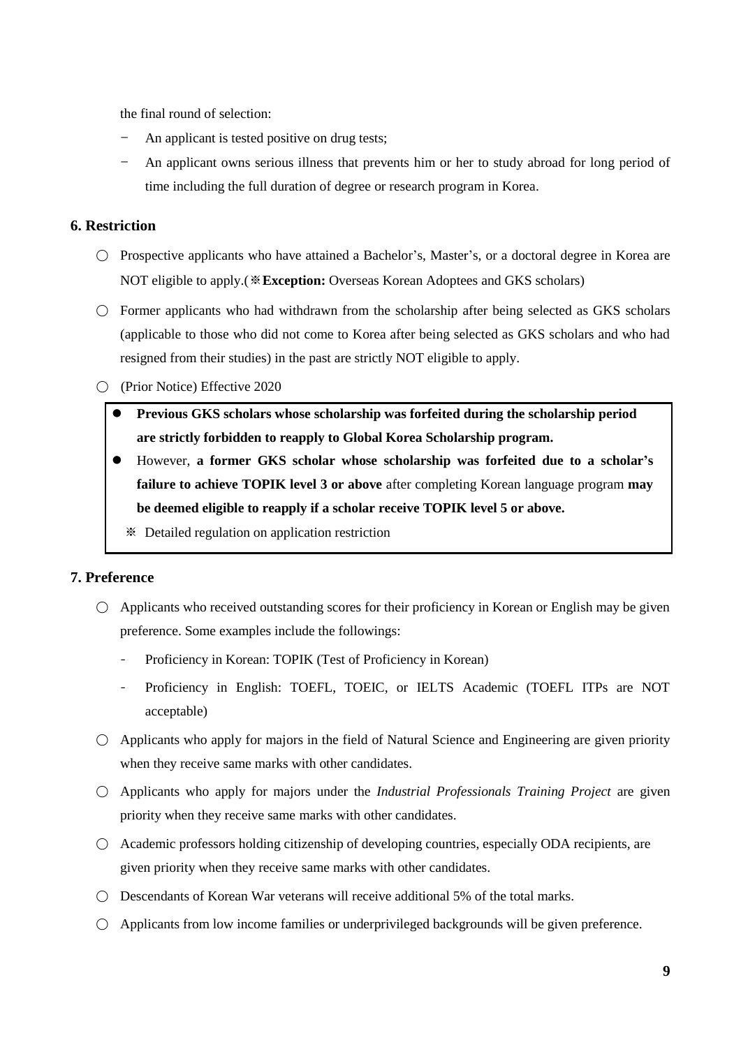the final round of selection:

- An applicant is tested positive on drug tests;
- An applicant owns serious illness that prevents him or her to study abroad for long period of time including the full duration of degree or research program in Korea.

## 6. Restriction

○ Prospective applicants who have attained a Bachelor's, Master's, or a doctoral degree in Korea are NOT eligible to apply.(※**Exception:** Overseas Korean Adoptees and GKS scholars)

○ Former applicants who had withdrawn from the scholarship after being selected as GKS scholars (applicable to those who did not come to Korea after being selected as GKS scholars and who had resigned from their studies) in the past are strictly NOT eligible to apply.

○ (Prior Notice) Effective 2020

- **Previous GKS scholars whose scholarship was forfeited during the scholarship period are strictly forbidden to reapply to Global Korea Scholarship program.**
- However, **a former GKS scholar whose scholarship was forfeited due to a scholar's failure to achieve TOPIK level 3 or above** after completing Korean language program **may be deemed eligible to reapply if a scholar receive TOPIK level 5 or above.**

※ Detailed regulation on application restriction

## 7. Preference

○ Applicants who received outstanding scores for their proficiency in Korean or English may be given preference. Some examples include the followings:

- Proficiency in Korean: TOPIK (Test of Proficiency in Korean)
- Proficiency in English: TOEFL, TOEIC, or IELTS Academic (TOEFL ITPs are NOT acceptable)

○ Applicants who apply for majors in the field of Natural Science and Engineering are given priority when they receive same marks with other candidates.

○ Applicants who apply for majors under the *Industrial Professionals Training Project* are given priority when they receive same marks with other candidates.

○ Academic professors holding citizenship of developing countries, especially ODA recipients, are given priority when they receive same marks with other candidates.

○ Descendants of Korean War veterans will receive additional 5% of the total marks.

○ Applicants from low income families or underprivileged backgrounds will be given preference.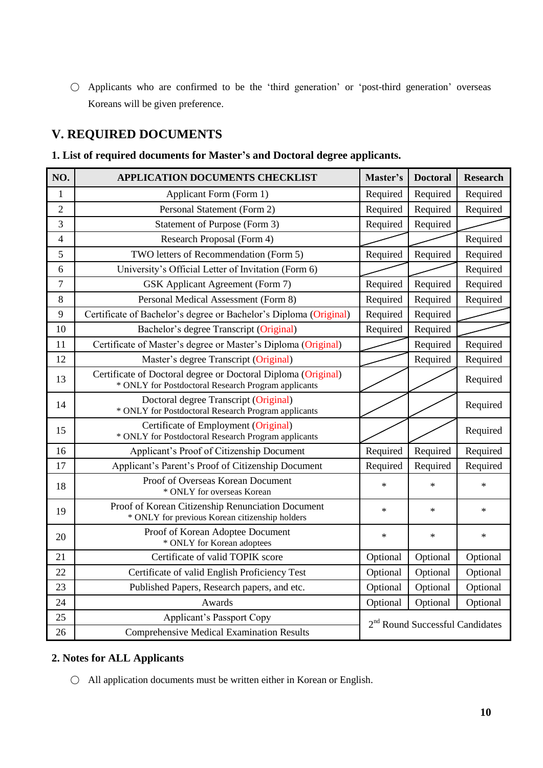○ Applicants who are confirmed to be the 'third generation' or 'post-third generation' overseas Koreans will be given preference.

## V. REQUIRED DOCUMENTS

### 1. List of required documents for Master's and Doctoral degree applicants.

| NO. | APPLICATION DOCUMENTS CHECKLIST | Master's | Doctoral | Research |
|---|---|---|---|---|
| 1 | Applicant Form (Form 1) | Required | Required | Required |
| 2 | Personal Statement (Form 2) | Required | Required | Required |
| 3 | Statement of Purpose (Form 3) | Required | Required | |
| 4 | Research Proposal (Form 4) | | | Required |
| 5 | TWO letters of Recommendation (Form 5) | Required | Required | Required |
| 6 | University's Official Letter of Invitation (Form 6) | | | Required |
| 7 | GSK Applicant Agreement (Form 7) | Required | Required | Required |
| 8 | Personal Medical Assessment (Form 8) | Required | Required | Required |
| 9 | Certificate of Bachelor's degree or Bachelor's Diploma (Original) | Required | Required | |
| 10 | Bachelor's degree Transcript (Original) | Required | Required | |
| 11 | Certificate of Master's degree or Master's Diploma (Original) | | Required | Required |
| 12 | Master's degree Transcript (Original) | | Required | Required |
| 13 | Certificate of Doctoral degree or Doctoral Diploma (Original)<br>* ONLY for Postdoctoral Research Program applicants | | | Required |
| 14 | Doctoral degree Transcript (Original)<br>* ONLY for Postdoctoral Research Program applicants | | | Required |
| 15 | Certificate of Employment (Original)<br>* ONLY for Postdoctoral Research Program applicants | | | Required |
| 16 | Applicant's Proof of Citizenship Document | Required | Required | Required |
| 17 | Applicant's Parent's Proof of Citizenship Document | Required | Required | Required |
| 18 | Proof of Overseas Korean Document<br>* ONLY for overseas Korean | * | * | * |
| 19 | Proof of Korean Citizenship Renunciation Document<br>* ONLY for previous Korean citizenship holders | * | * | * |
| 20 | Proof of Korean Adoptee Document<br>* ONLY for Korean adoptees | * | * | * |
| 21 | Certificate of valid TOPIK score | Optional | Optional | Optional |
| 22 | Certificate of valid English Proficiency Test | Optional | Optional | Optional |
| 23 | Published Papers, Research papers, and etc. | Optional | Optional | Optional |
| 24 | Awards | Optional | Optional | Optional |
| 25 | Applicant's Passport Copy | 2nd Round Successful Candidates | | |
| 26 | Comprehensive Medical Examination Results | | | |

### 2. Notes for ALL Applicants

○ All application documents must be written either in Korean or English.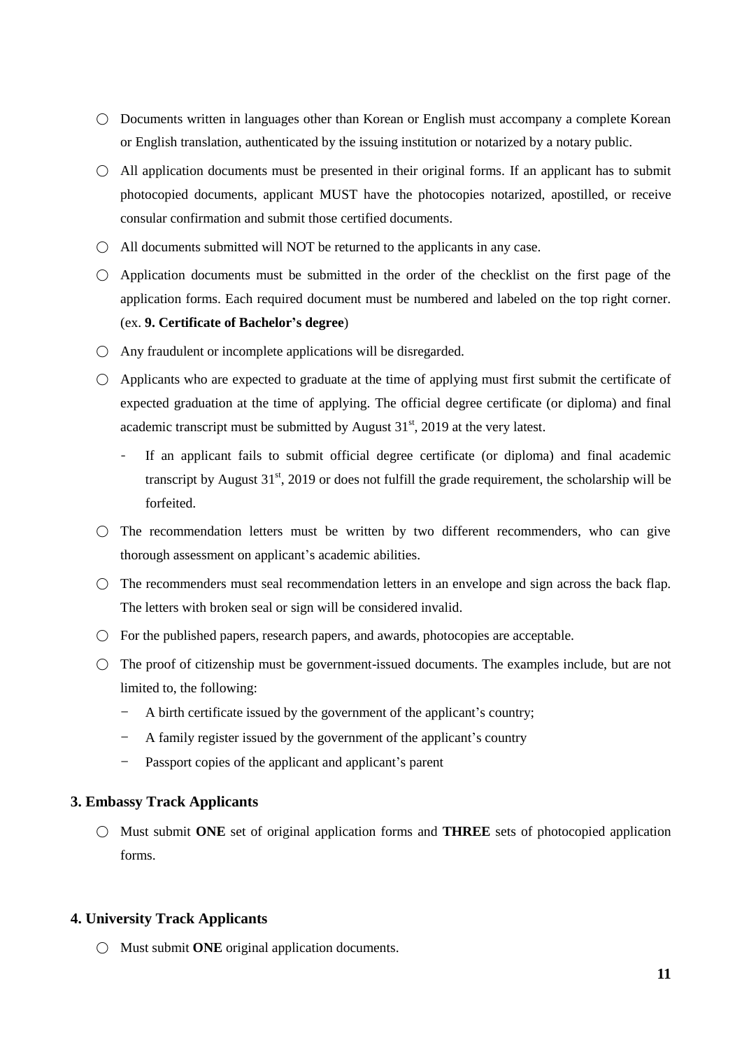○ Documents written in languages other than Korean or English must accompany a complete Korean or English translation, authenticated by the issuing institution or notarized by a notary public.

○ All application documents must be presented in their original forms. If an applicant has to submit photocopied documents, applicant MUST have the photocopies notarized, apostilled, or receive consular confirmation and submit those certified documents.

○ All documents submitted will NOT be returned to the applicants in any case.

○ Application documents must be submitted in the order of the checklist on the first page of the application forms. Each required document must be numbered and labeled on the top right corner. (ex. **9. Certificate of Bachelor's degree**)

○ Any fraudulent or incomplete applications will be disregarded.

○ Applicants who are expected to graduate at the time of applying must first submit the certificate of expected graduation at the time of applying. The official degree certificate (or diploma) and final academic transcript must be submitted by August 31st, 2019 at the very latest.

- If an applicant fails to submit official degree certificate (or diploma) and final academic transcript by August 31st, 2019 or does not fulfill the grade requirement, the scholarship will be forfeited.

○ The recommendation letters must be written by two different recommenders, who can give thorough assessment on applicant's academic abilities.

○ The recommenders must seal recommendation letters in an envelope and sign across the back flap. The letters with broken seal or sign will be considered invalid.

○ For the published papers, research papers, and awards, photocopies are acceptable.

○ The proof of citizenship must be government-issued documents. The examples include, but are not limited to, the following:

- A birth certificate issued by the government of the applicant's country;
- A family register issued by the government of the applicant's country
- Passport copies of the applicant and applicant's parent

### 3. Embassy Track Applicants

○ Must submit **ONE** set of original application forms and **THREE** sets of photocopied application forms.

### 4. University Track Applicants

○ Must submit **ONE** original application documents.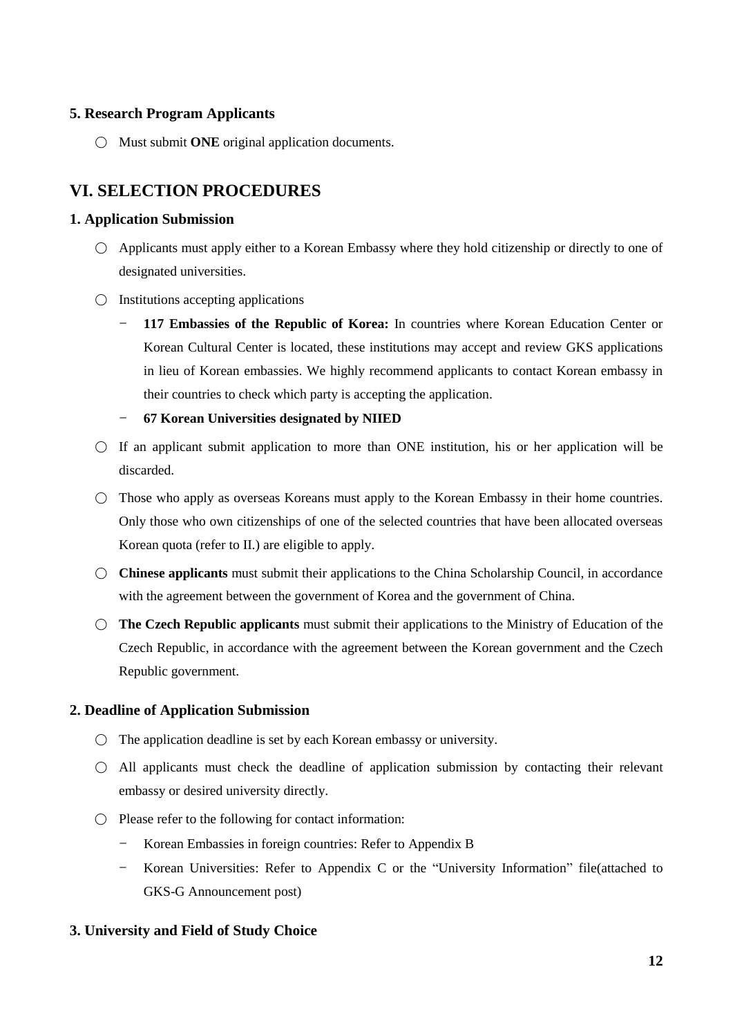### 5. Research Program Applicants

○ Must submit **ONE** original application documents.

## VI. SELECTION PROCEDURES

### 1. Application Submission

○ Applicants must apply either to a Korean Embassy where they hold citizenship or directly to one of designated universities.

○ Institutions accepting applications

- **117 Embassies of the Republic of Korea:** In countries where Korean Education Center or Korean Cultural Center is located, these institutions may accept and review GKS applications in lieu of Korean embassies. We highly recommend applicants to contact Korean embassy in their countries to check which party is accepting the application.
- **67 Korean Universities designated by NIIED**

○ If an applicant submit application to more than ONE institution, his or her application will be discarded.

○ Those who apply as overseas Koreans must apply to the Korean Embassy in their home countries. Only those who own citizenships of one of the selected countries that have been allocated overseas Korean quota (refer to II.) are eligible to apply.

○ **Chinese applicants** must submit their applications to the China Scholarship Council, in accordance with the agreement between the government of Korea and the government of China.

○ **The Czech Republic applicants** must submit their applications to the Ministry of Education of the Czech Republic, in accordance with the agreement between the Korean government and the Czech Republic government.

### 2. Deadline of Application Submission

○ The application deadline is set by each Korean embassy or university.

○ All applicants must check the deadline of application submission by contacting their relevant embassy or desired university directly.

○ Please refer to the following for contact information:

- Korean Embassies in foreign countries: Refer to Appendix B
- Korean Universities: Refer to Appendix C or the "University Information" file(attached to GKS-G Announcement post)

### 3. University and Field of Study Choice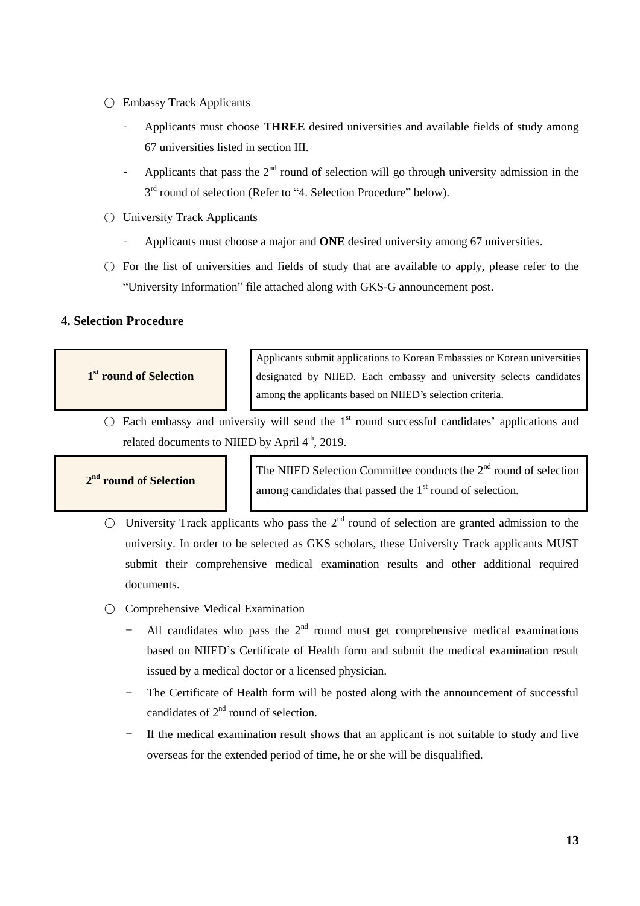○ Embassy Track Applicants

- Applicants must choose **THREE** desired universities and available fields of study among 67 universities listed in section III.
- Applicants that pass the 2nd round of selection will go through university admission in the 3rd round of selection (Refer to "4. Selection Procedure" below).

○ University Track Applicants

- Applicants must choose a major and **ONE** desired university among 67 universities.

○ For the list of universities and fields of study that are available to apply, please refer to the "University Information" file attached along with GKS-G announcement post.

## 4. Selection Procedure

| **1st round of Selection** | Applicants submit applications to Korean Embassies or Korean universities designated by NIIED. Each embassy and university selects candidates among the applicants based on NIIED's selection criteria. |
|---|---|

○ Each embassy and university will send the 1st round successful candidates' applications and related documents to NIIED by April 4th, 2019.

| **2nd round of Selection** | The NIIED Selection Committee conducts the 2nd round of selection among candidates that passed the 1st round of selection. |
|---|---|

○ University Track applicants who pass the 2nd round of selection are granted admission to the university. In order to be selected as GKS scholars, these University Track applicants MUST submit their comprehensive medical examination results and other additional required documents.

○ Comprehensive Medical Examination

- All candidates who pass the 2nd round must get comprehensive medical examinations based on NIIED's Certificate of Health form and submit the medical examination result issued by a medical doctor or a licensed physician.
- The Certificate of Health form will be posted along with the announcement of successful candidates of 2nd round of selection.
- If the medical examination result shows that an applicant is not suitable to study and live overseas for the extended period of time, he or she will be disqualified.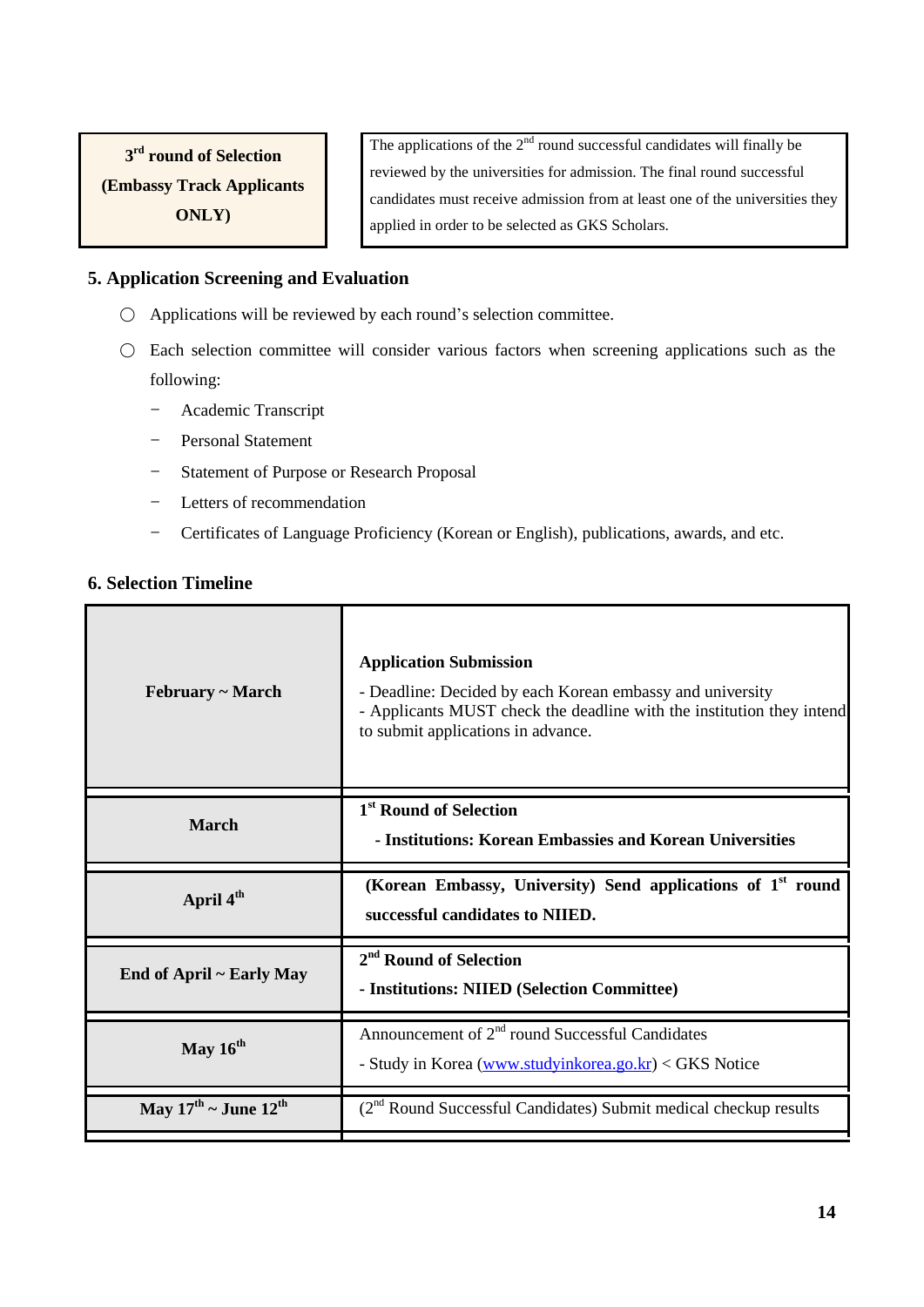| 3rd round of Selection (Embassy Track Applicants ONLY) | The applications of the 2nd round successful candidates will finally be reviewed by the universities for admission. The final round successful candidates must receive admission from at least one of the universities they applied in order to be selected as GKS Scholars. |
|---|---|

## 5. Application Screening and Evaluation

○ Applications will be reviewed by each round's selection committee.

○ Each selection committee will consider various factors when screening applications such as the following:

- Academic Transcript
- Personal Statement
- Statement of Purpose or Research Proposal
- Letters of recommendation
- Certificates of Language Proficiency (Korean or English), publications, awards, and etc.

## 6. Selection Timeline

| Period | Details |
|---|---|
| **February ~ March** | **Application Submission**<br>- Deadline: Decided by each Korean embassy and university<br>- Applicants MUST check the deadline with the institution they intend to submit applications in advance. |
| **March** | **1st Round of Selection**<br>**- Institutions: Korean Embassies and Korean Universities** |
| **April 4th** | **(Korean Embassy, University) Send applications of 1st round successful candidates to NIIED.** |
| **End of April ~ Early May** | **2nd Round of Selection**<br>**- Institutions: NIIED (Selection Committee)** |
| **May 16th** | Announcement of 2nd round Successful Candidates<br>- Study in Korea (www.studyinkorea.go.kr) < GKS Notice |
| **May 17th ~ June 12th** | (2nd Round Successful Candidates) Submit medical checkup results |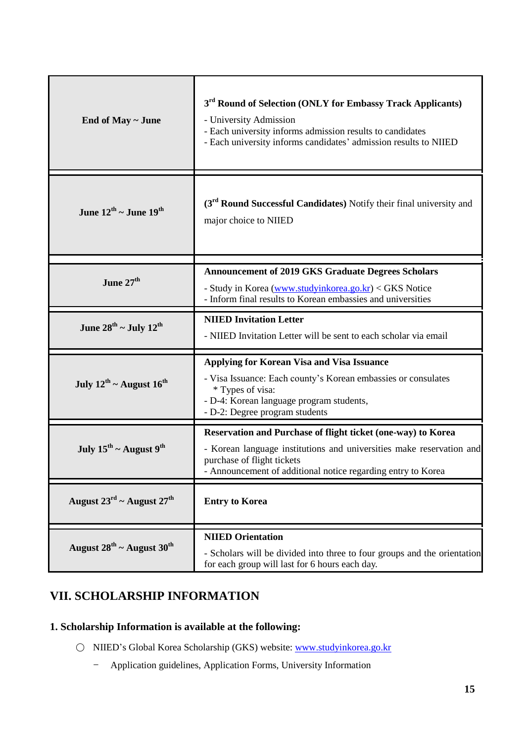| | |
|---|---|
| **End of May ~ June** | **3rd Round of Selection (ONLY for Embassy Track Applicants)**<br>- University Admission<br>- Each university informs admission results to candidates<br>- Each university informs candidates' admission results to NIIED |
| **June 12th ~ June 19th** | **(3rd Round Successful Candidates)** Notify their final university and major choice to NIIED |
| **June 27th** | **Announcement of 2019 GKS Graduate Degrees Scholars**<br>- Study in Korea (www.studyinkorea.go.kr) < GKS Notice<br>- Inform final results to Korean embassies and universities |
| **June 28th ~ July 12th** | **NIIED Invitation Letter**<br>- NIIED Invitation Letter will be sent to each scholar via email |
| **July 12th ~ August 16th** | **Applying for Korean Visa and Visa Issuance**<br>- Visa Issuance: Each county's Korean embassies or consulates<br>* Types of visa:<br>- D-4: Korean language program students,<br>- D-2: Degree program students |
| **July 15th ~ August 9th** | **Reservation and Purchase of flight ticket (one-way) to Korea**<br>- Korean language institutions and universities make reservation and purchase of flight tickets<br>- Announcement of additional notice regarding entry to Korea |
| **August 23rd ~ August 27th** | **Entry to Korea** |
| **August 28th ~ August 30th** | **NIIED Orientation**<br>- Scholars will be divided into three to four groups and the orientation for each group will last for 6 hours each day. |

## VII. SCHOLARSHIP INFORMATION

### 1. Scholarship Information is available at the following:

○ NIIED's Global Korea Scholarship (GKS) website: www.studyinkorea.go.kr

- Application guidelines, Application Forms, University Information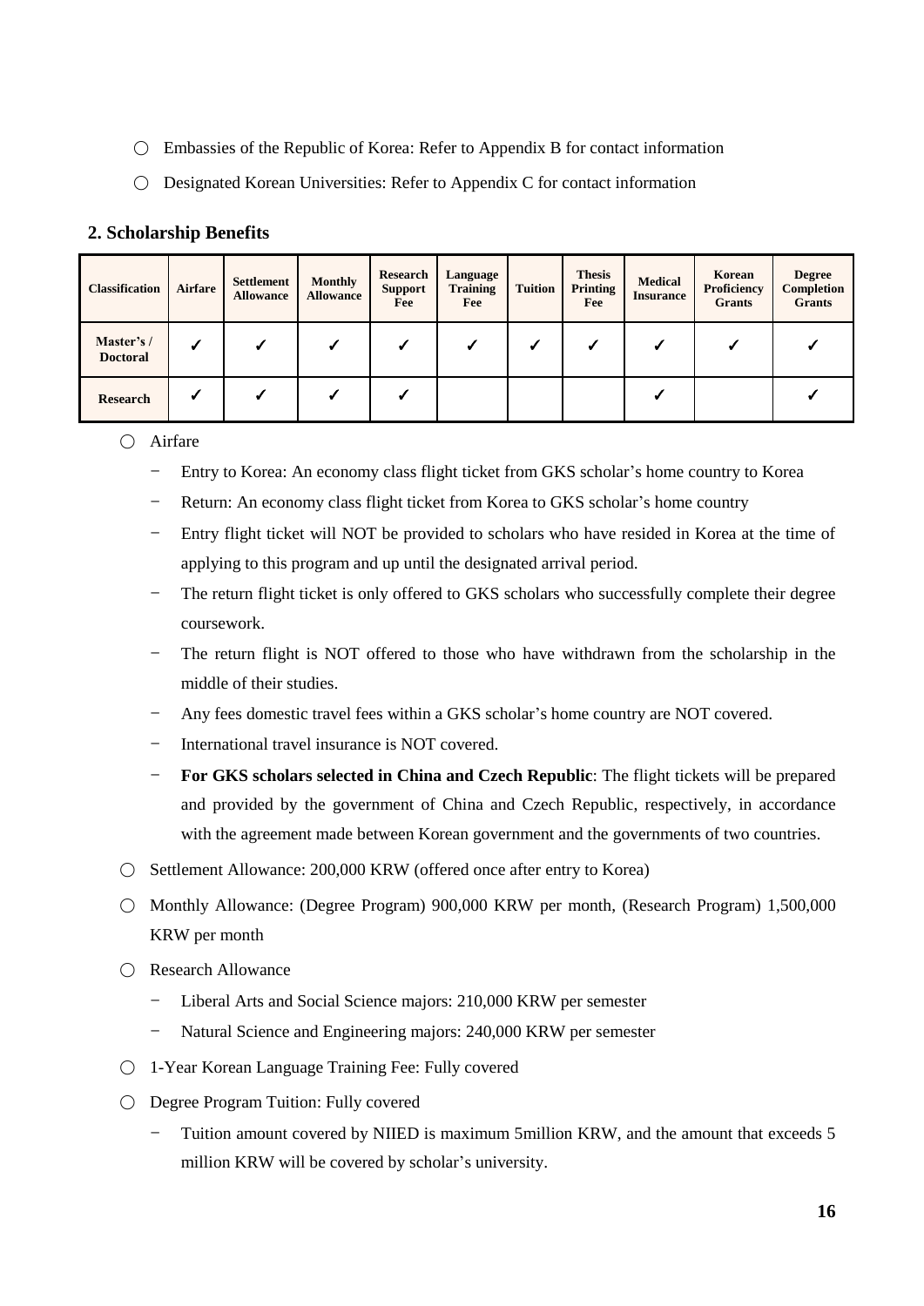○ Embassies of the Republic of Korea: Refer to Appendix B for contact information

○ Designated Korean Universities: Refer to Appendix C for contact information

## 2. Scholarship Benefits

| Classification | Airfare | Settlement Allowance | Monthly Allowance | Research Support Fee | Language Training Fee | Tuition | Thesis Printing Fee | Medical Insurance | Korean Proficiency Grants | Degree Completion Grants |
|---|---|---|---|---|---|---|---|---|---|---|
| Master's / Doctoral | ✓ | ✓ | ✓ | ✓ | ✓ | ✓ | ✓ | ✓ | ✓ | ✓ |
| Research | ✓ | ✓ | ✓ | ✓ | | | | ✓ | | ✓ |

○ Airfare

- Entry to Korea: An economy class flight ticket from GKS scholar's home country to Korea
- Return: An economy class flight ticket from Korea to GKS scholar's home country
- Entry flight ticket will NOT be provided to scholars who have resided in Korea at the time of applying to this program and up until the designated arrival period.
- The return flight ticket is only offered to GKS scholars who successfully complete their degree coursework.
- The return flight is NOT offered to those who have withdrawn from the scholarship in the middle of their studies.
- Any fees domestic travel fees within a GKS scholar's home country are NOT covered.
- International travel insurance is NOT covered.
- **For GKS scholars selected in China and Czech Republic**: The flight tickets will be prepared and provided by the government of China and Czech Republic, respectively, in accordance with the agreement made between Korean government and the governments of two countries.

○ Settlement Allowance: 200,000 KRW (offered once after entry to Korea)

○ Monthly Allowance: (Degree Program) 900,000 KRW per month, (Research Program) 1,500,000 KRW per month

○ Research Allowance

- Liberal Arts and Social Science majors: 210,000 KRW per semester
- Natural Science and Engineering majors: 240,000 KRW per semester

○ 1-Year Korean Language Training Fee: Fully covered

○ Degree Program Tuition: Fully covered

- Tuition amount covered by NIIED is maximum 5million KRW, and the amount that exceeds 5 million KRW will be covered by scholar's university.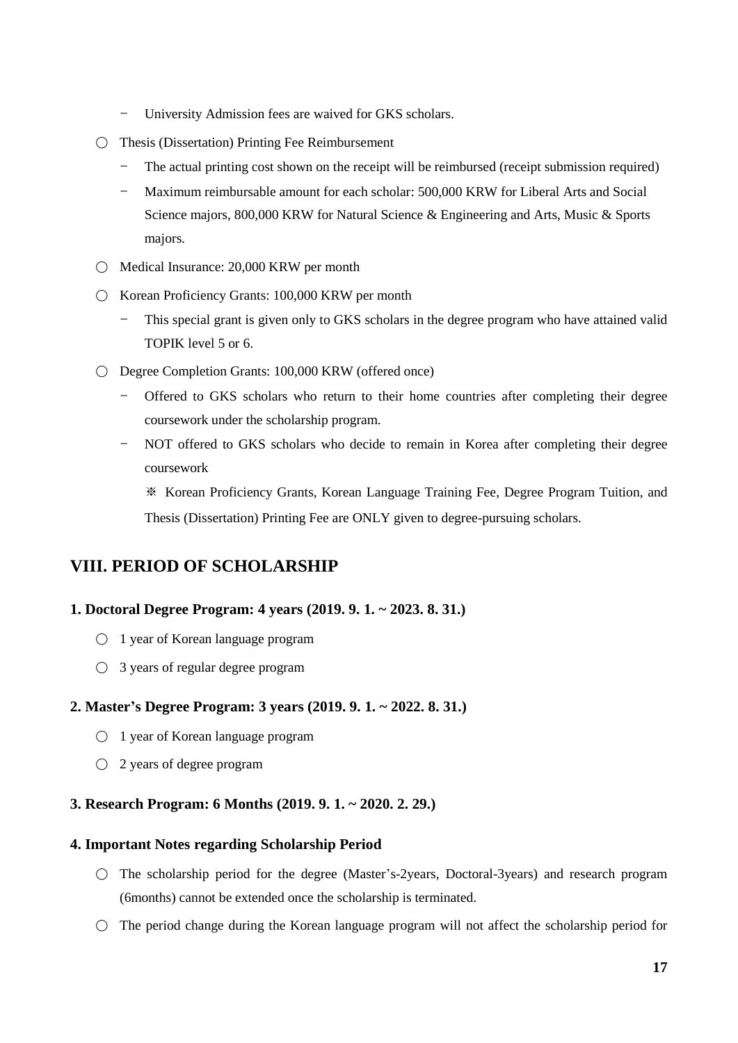- University Admission fees are waived for GKS scholars.

○ Thesis (Dissertation) Printing Fee Reimbursement

   - The actual printing cost shown on the receipt will be reimbursed (receipt submission required)
   - Maximum reimbursable amount for each scholar: 500,000 KRW for Liberal Arts and Social Science majors, 800,000 KRW for Natural Science & Engineering and Arts, Music & Sports majors.

○ Medical Insurance: 20,000 KRW per month

○ Korean Proficiency Grants: 100,000 KRW per month

   - This special grant is given only to GKS scholars in the degree program who have attained valid TOPIK level 5 or 6.

○ Degree Completion Grants: 100,000 KRW (offered once)

   - Offered to GKS scholars who return to their home countries after completing their degree coursework under the scholarship program.
   - NOT offered to GKS scholars who decide to remain in Korea after completing their degree coursework

     ※ Korean Proficiency Grants, Korean Language Training Fee, Degree Program Tuition, and Thesis (Dissertation) Printing Fee are ONLY given to degree-pursuing scholars.

## VIII. PERIOD OF SCHOLARSHIP

### 1. Doctoral Degree Program: 4 years (2019. 9. 1. ~ 2023. 8. 31.)

○ 1 year of Korean language program

○ 3 years of regular degree program

### 2. Master's Degree Program: 3 years (2019. 9. 1. ~ 2022. 8. 31.)

○ 1 year of Korean language program

○ 2 years of degree program

### 3. Research Program: 6 Months (2019. 9. 1. ~ 2020. 2. 29.)

### 4. Important Notes regarding Scholarship Period

○ The scholarship period for the degree (Master's-2years, Doctoral-3years) and research program (6months) cannot be extended once the scholarship is terminated.

○ The period change during the Korean language program will not affect the scholarship period for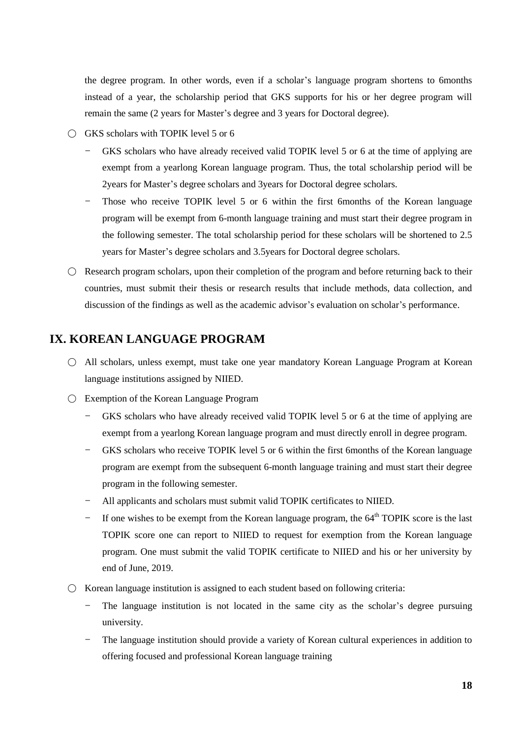the degree program. In other words, even if a scholar's language program shortens to 6months instead of a year, the scholarship period that GKS supports for his or her degree program will remain the same (2 years for Master's degree and 3 years for Doctoral degree).

- ○ GKS scholars with TOPIK level 5 or 6
  - − GKS scholars who have already received valid TOPIK level 5 or 6 at the time of applying are exempt from a yearlong Korean language program. Thus, the total scholarship period will be 2years for Master's degree scholars and 3years for Doctoral degree scholars.
  - − Those who receive TOPIK level 5 or 6 within the first 6months of the Korean language program will be exempt from 6-month language training and must start their degree program in the following semester. The total scholarship period for these scholars will be shortened to 2.5 years for Master's degree scholars and 3.5years for Doctoral degree scholars.
- ○ Research program scholars, upon their completion of the program and before returning back to their countries, must submit their thesis or research results that include methods, data collection, and discussion of the findings as well as the academic advisor's evaluation on scholar's performance.

## IX. KOREAN LANGUAGE PROGRAM

- ○ All scholars, unless exempt, must take one year mandatory Korean Language Program at Korean language institutions assigned by NIIED.
- ○ Exemption of the Korean Language Program
  - − GKS scholars who have already received valid TOPIK level 5 or 6 at the time of applying are exempt from a yearlong Korean language program and must directly enroll in degree program.
  - − GKS scholars who receive TOPIK level 5 or 6 within the first 6months of the Korean language program are exempt from the subsequent 6-month language training and must start their degree program in the following semester.
  - − All applicants and scholars must submit valid TOPIK certificates to NIIED.
  - − If one wishes to be exempt from the Korean language program, the $64^{th}$ TOPIK score is the last TOPIK score one can report to NIIED to request for exemption from the Korean language program. One must submit the valid TOPIK certificate to NIIED and his or her university by end of June, 2019.
- ○ Korean language institution is assigned to each student based on following criteria:
  - − The language institution is not located in the same city as the scholar's degree pursuing university.
  - − The language institution should provide a variety of Korean cultural experiences in addition to offering focused and professional Korean language training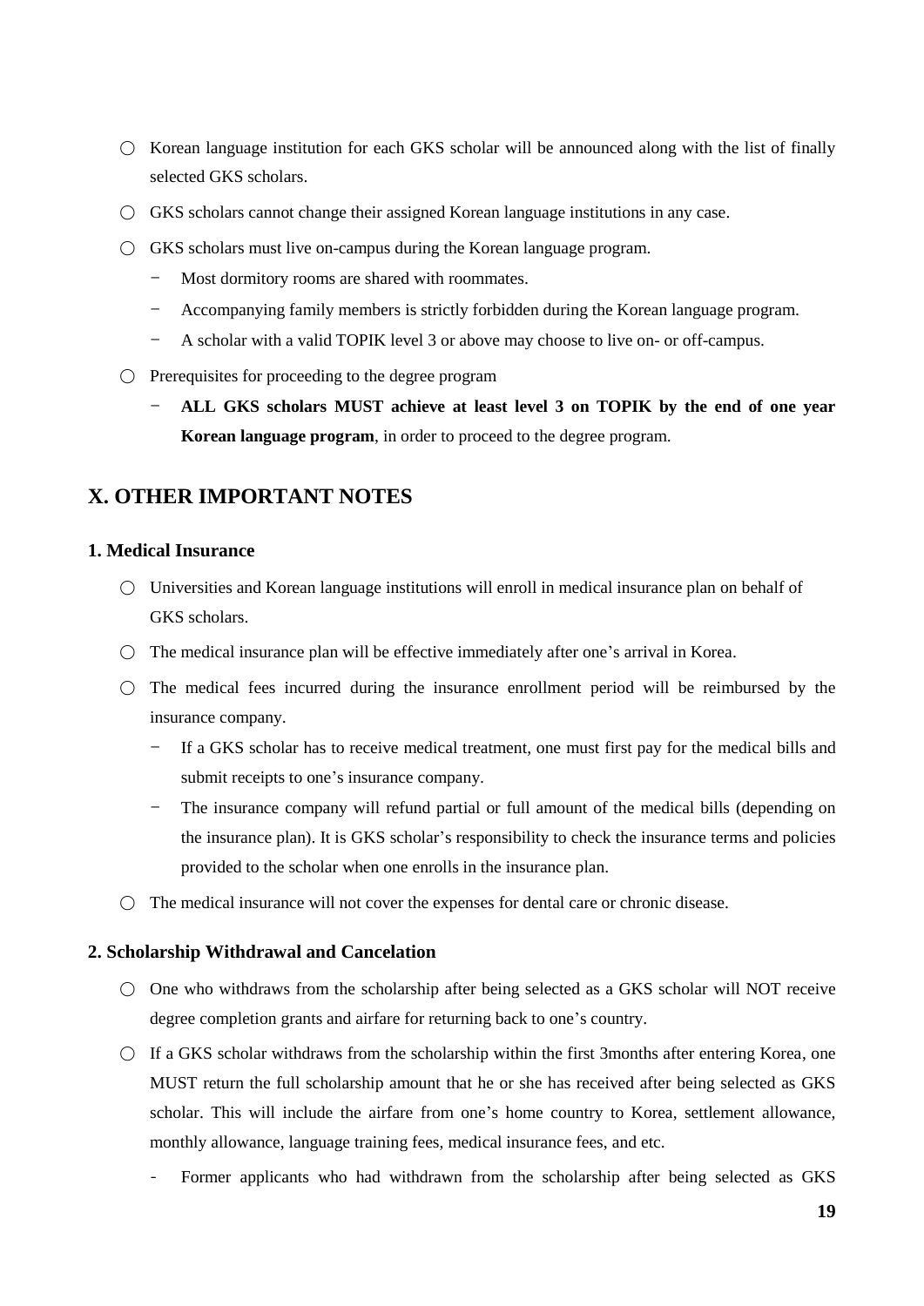- ○ Korean language institution for each GKS scholar will be announced along with the list of finally selected GKS scholars.
- ○ GKS scholars cannot change their assigned Korean language institutions in any case.
- ○ GKS scholars must live on-campus during the Korean language program.
  - − Most dormitory rooms are shared with roommates.
  - − Accompanying family members is strictly forbidden during the Korean language program.
  - − A scholar with a valid TOPIK level 3 or above may choose to live on- or off-campus.
- ○ Prerequisites for proceeding to the degree program
  - − **ALL GKS scholars MUST achieve at least level 3 on TOPIK by the end of one year Korean language program**, in order to proceed to the degree program.

## X. OTHER IMPORTANT NOTES

### 1. Medical Insurance

- ○ Universities and Korean language institutions will enroll in medical insurance plan on behalf of GKS scholars.
- ○ The medical insurance plan will be effective immediately after one's arrival in Korea.
- ○ The medical fees incurred during the insurance enrollment period will be reimbursed by the insurance company.
  - − If a GKS scholar has to receive medical treatment, one must first pay for the medical bills and submit receipts to one's insurance company.
  - − The insurance company will refund partial or full amount of the medical bills (depending on the insurance plan). It is GKS scholar's responsibility to check the insurance terms and policies provided to the scholar when one enrolls in the insurance plan.
- ○ The medical insurance will not cover the expenses for dental care or chronic disease.

### 2. Scholarship Withdrawal and Cancelation

- ○ One who withdraws from the scholarship after being selected as a GKS scholar will NOT receive degree completion grants and airfare for returning back to one's country.
- ○ If a GKS scholar withdraws from the scholarship within the first 3months after entering Korea, one MUST return the full scholarship amount that he or she has received after being selected as GKS scholar. This will include the airfare from one's home country to Korea, settlement allowance, monthly allowance, language training fees, medical insurance fees, and etc.
  - - Former applicants who had withdrawn from the scholarship after being selected as GKS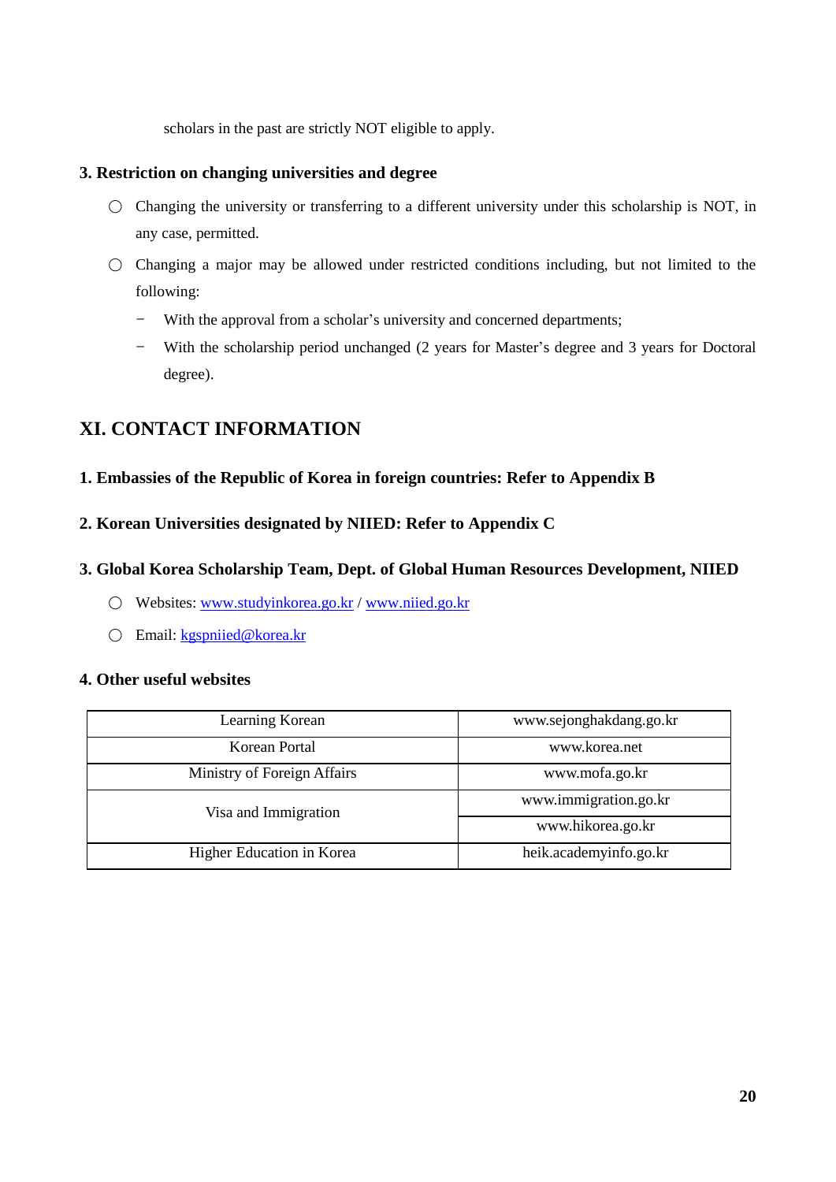scholars in the past are strictly NOT eligible to apply.

### 3. Restriction on changing universities and degree

○ Changing the university or transferring to a different university under this scholarship is NOT, in any case, permitted.

○ Changing a major may be allowed under restricted conditions including, but not limited to the following:

- With the approval from a scholar's university and concerned departments;
- With the scholarship period unchanged (2 years for Master's degree and 3 years for Doctoral degree).

## XI. CONTACT INFORMATION

### 1. Embassies of the Republic of Korea in foreign countries: Refer to Appendix B

### 2. Korean Universities designated by NIIED: Refer to Appendix C

### 3. Global Korea Scholarship Team, Dept. of Global Human Resources Development, NIIED

○ Websites: www.studyinkorea.go.kr / www.niied.go.kr

○ Email: kgspniied@korea.kr

### 4. Other useful websites

| Learning Korean | www.sejonghakdang.go.kr |
|---|---|
| Korean Portal | www.korea.net |
| Ministry of Foreign Affairs | www.mofa.go.kr |
| Visa and Immigration | www.immigration.go.kr |
| | www.hikorea.go.kr |
| Higher Education in Korea | heik.academyinfo.go.kr |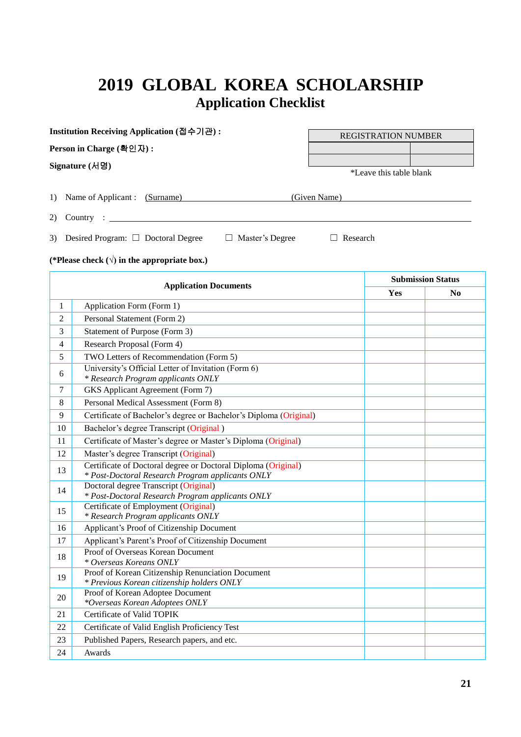# 2019 GLOBAL KOREA SCHOLARSHIP
## Application Checklist

**Institution Receiving Application (접수기관) :**

**Person in Charge (확인자) :**

**Signature (서명)**

| REGISTRATION NUMBER | |
|---|---|
| | |
| | |

*Leave this table blank

1) Name of Applicant : (Surname) ______________________ (Given Name) ______________________

2) Country : ______________________________________________

3) Desired Program: ☐ Doctoral Degree ☐ Master's Degree ☐ Research

**(*Please check (√) in the appropriate box.)**

| Application Documents | | Submission Status | |
|---|---|---|---|
| | | **Yes** | **No** |
| 1 | Application Form (Form 1) | | |
| 2 | Personal Statement (Form 2) | | |
| 3 | Statement of Purpose (Form 3) | | |
| 4 | Research Proposal (Form 4) | | |
| 5 | TWO Letters of Recommendation (Form 5) | | |
| 6 | University's Official Letter of Invitation (Form 6)<br>*\* Research Program applicants ONLY* | | |
| 7 | GKS Applicant Agreement (Form 7) | | |
| 8 | Personal Medical Assessment (Form 8) | | |
| 9 | Certificate of Bachelor's degree or Bachelor's Diploma (Original) | | |
| 10 | Bachelor's degree Transcript (Original ) | | |
| 11 | Certificate of Master's degree or Master's Diploma (Original) | | |
| 12 | Master's degree Transcript (Original) | | |
| 13 | Certificate of Doctoral degree or Doctoral Diploma (Original)<br>*\* Post-Doctoral Research Program applicants ONLY* | | |
| 14 | Doctoral degree Transcript (Original)<br>*\* Post-Doctoral Research Program applicants ONLY* | | |
| 15 | Certificate of Employment (Original)<br>*\* Research Program applicants ONLY* | | |
| 16 | Applicant's Proof of Citizenship Document | | |
| 17 | Applicant's Parent's Proof of Citizenship Document | | |
| 18 | Proof of Overseas Korean Document<br>*\* Overseas Koreans ONLY* | | |
| 19 | Proof of Korean Citizenship Renunciation Document<br>*\* Previous Korean citizenship holders ONLY* | | |
| 20 | Proof of Korean Adoptee Document<br>*\*Overseas Korean Adoptees ONLY* | | |
| 21 | Certificate of Valid TOPIK | | |
| 22 | Certificate of Valid English Proficiency Test | | |
| 23 | Published Papers, Research papers, and etc. | | |
| 24 | Awards | | |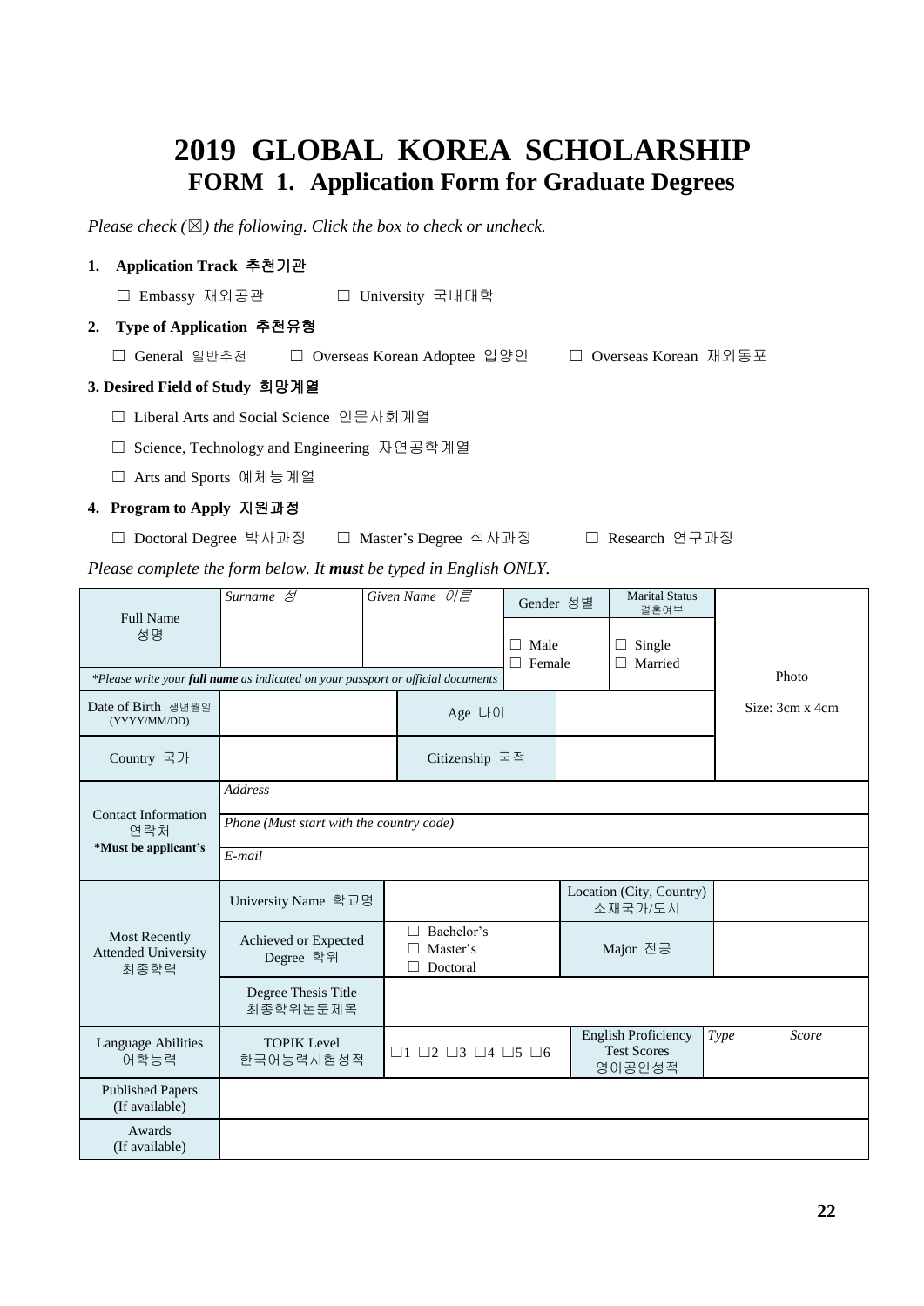# 2019 GLOBAL KOREA SCHOLARSHIP

## FORM 1. Application Form for Graduate Degrees

*Please check (☒) the following. Click the box to check or uncheck.*

**1. Application Track 추천기관**

☐ Embassy 재외공관 ☐ University 국내대학

**2. Type of Application 추천유형**

☐ General 일반추천 ☐ Overseas Korean Adoptee 입양인 ☐ Overseas Korean 재외동포

**3. Desired Field of Study 희망계열**

☐ Liberal Arts and Social Science 인문사회계열

☐ Science, Technology and Engineering 자연공학계열

☐ Arts and Sports 예체능계열

**4. Program to Apply 지원과정**

☐ Doctoral Degree 박사과정 ☐ Master's Degree 석사과정 ☐ Research 연구과정

*Please complete the form below. It **must** be typed in English ONLY.*

| Full Name 성명 | *Surname 성* | *Given Name 이름* | Gender 성별 | Marital Status 결혼여부 | Photo |
|---|---|---|---|---|---|
| | | | ☐ Male ☐ Female | ☐ Single ☐ Married | Size: 3cm x 4cm |
| *\*Please write your **full name** as indicated on your passport or official documents* | | | | | |
| Date of Birth 생년월일 (YYYY/MM/DD) | | Age 나이 | | | |
| Country 국가 | | Citizenship 국적 | | | |
| Contact Information 연락처 **\*Must be applicant's** | *Address* | | | | |
| | *Phone (Must start with the country code)* | | | | |
| | *E-mail* | | | | |
| Most Recently Attended University 최종학력 | University Name 학교명 | | Location (City, Country) 소재국가/도시 | | |
| | Achieved or Expected Degree 학위 | ☐ Bachelor's ☐ Master's ☐ Doctoral | Major 전공 | | |
| | Degree Thesis Title 최종학위논문제목 | | | | |
| Language Abilities 어학능력 | TOPIK Level 한국어능력시험성적 | ☐1 ☐2 ☐3 ☐4 ☐5 ☐6 | English Proficiency Test Scores 영어공인성적 | *Type* | *Score* |
| Published Papers (If available) | | | | | |
| Awards (If available) | | | | | |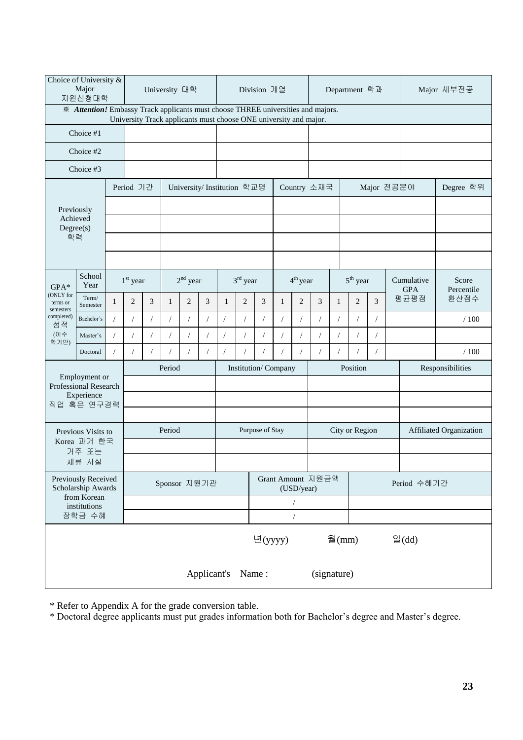| Choice of University & Major 지원신청대학 | University 대학 | Division 계열 | Department 학과 | Major 세부전공 |
|---|---|---|---|---|
| ※ ***Attention!*** Embassy Track applicants must choose THREE universities and majors. University Track applicants must choose ONE university and major. | | | | |
| Choice #1 | | | | |
| Choice #2 | | | | |
| Choice #3 | | | | |

| Previously Achieved Degree(s) 학력 | Period 기간 | University/ Institution 학교명 | Country 소재국 | Major 전공분야 | Degree 학위 |
|---|---|---|---|---|---|
| | | | | | |
| | | | | | |
| | | | | | |
| | | | | | |

| GPA* (ONLY for terms or semesters completed) 성적 (이수 학기만) | School Year | 1st year | | | 2nd year | | | 3rd year | | | 4th year | | | 5th year | | | Cumulative GPA 평균평점 | Score Percentile 환산점수 |
|---|---|---|---|---|---|---|---|---|---|---|---|---|---|---|---|---|---|---|
| | Term/ Semester | 1 | 2 | 3 | 1 | 2 | 3 | 1 | 2 | 3 | 1 | 2 | 3 | 1 | 2 | 3 | | |
| | Bachelor's | / | / | / | / | / | / | / | / | / | / | / | / | / | / | / | | / 100 |
| | Master's | / | / | / | / | / | / | / | / | / | / | / | / | / | / | / | | |
| | Doctoral | / | / | / | / | / | / | / | / | / | / | / | / | / | / | / | | / 100 |

| Employment or Professional Research Experience 직업 혹은 연구경력 | Period | Institution/ Company | Position | Responsibilities |
|---|---|---|---|---|
| | | | | |
| | | | | |
| | | | | |

| Previous Visits to Korea 과거 한국 거주 또는 체류 사실 | Period | Purpose of Stay | City or Region | Affiliated Organization |
|---|---|---|---|---|
| | | | | |
| | | | | |

| Previously Received Scholarship Awards from Korean institutions 장학금 수혜 | Sponsor 지원기관 | Grant Amount 지원금액 (USD/year) | Period 수혜기간 |
|---|---|---|---|
| | | / | |
| | | / | |

년(yyyy) 월(mm) 일(dd)

Applicant's Name : (signature)

\* Refer to Appendix A for the grade conversion table.

\* Doctoral degree applicants must put grades information both for Bachelor's degree and Master's degree.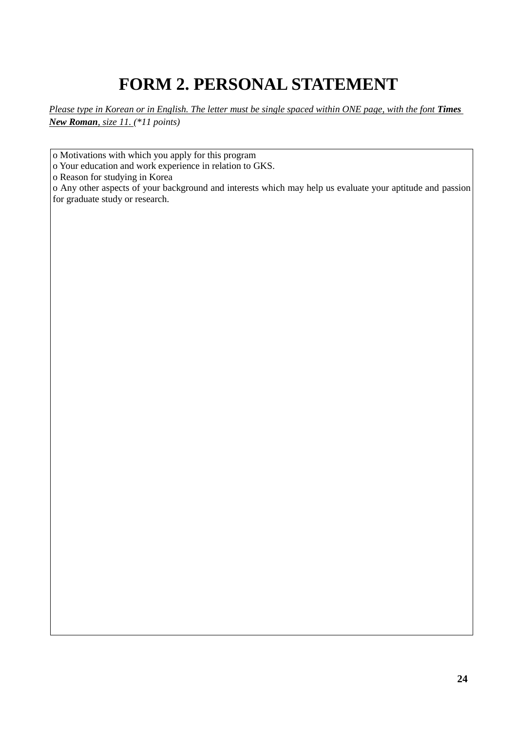# FORM 2. PERSONAL STATEMENT

*Please type in Korean or in English. The letter must be single spaced within ONE page, with the font **Times New Roman**, size 11. (\*11 points)*

| o Motivations with which you apply for this program<br>o Your education and work experience in relation to GKS.<br>o Reason for studying in Korea<br>o Any other aspects of your background and interests which may help us evaluate your aptitude and passion for graduate study or research. |
|---|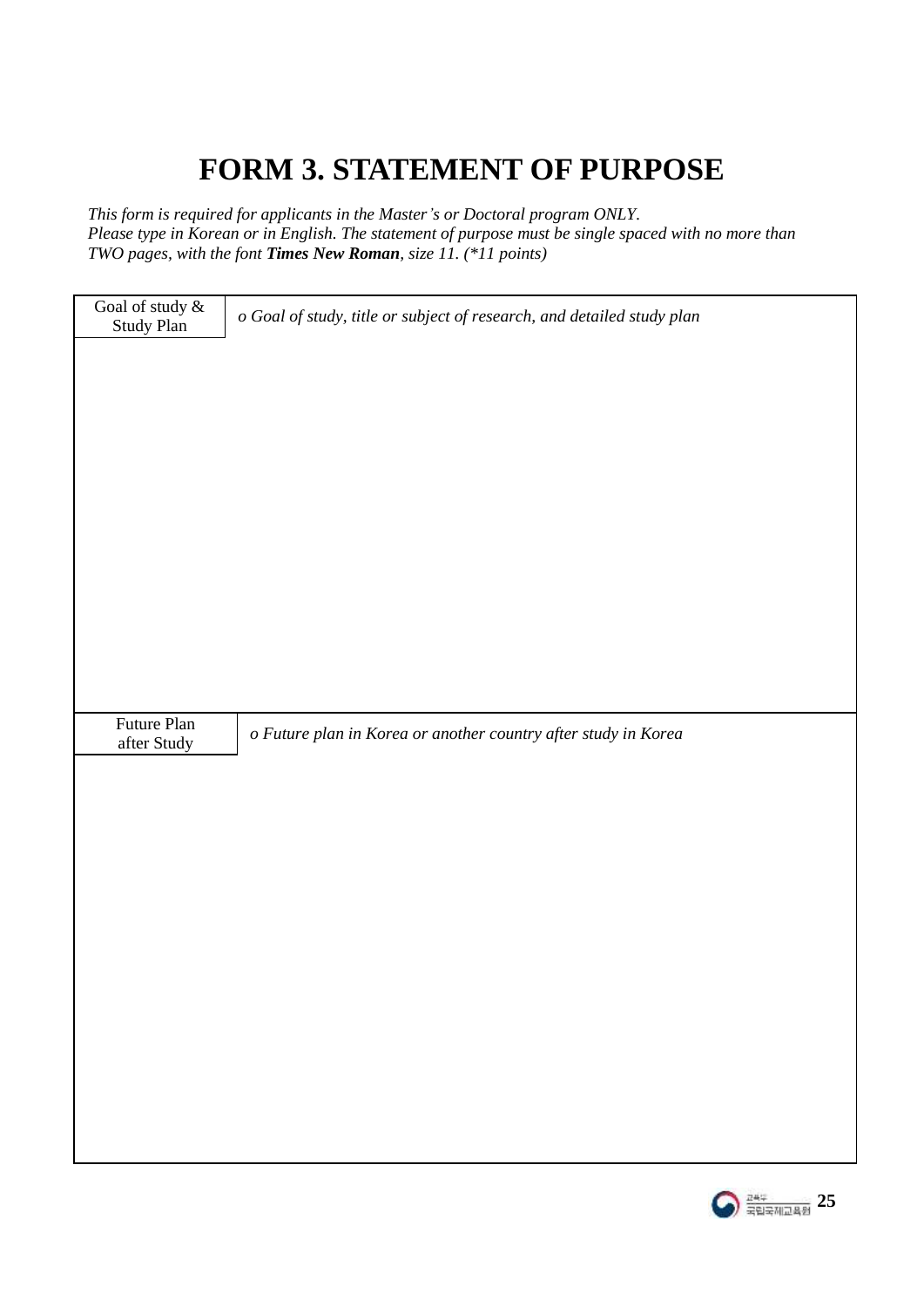# FORM 3. STATEMENT OF PURPOSE

*This form is required for applicants in the Master's or Doctoral program ONLY.*
*Please type in Korean or in English. The statement of purpose must be single spaced with no more than TWO pages, with the font* ***Times New Roman****, size 11. (*11 points)*

| Goal of study & Study Plan | *o Goal of study, title or subject of research, and detailed study plan* |
|---|---|
| | |
| Future Plan after Study | *o Future plan in Korea or another country after study in Korea* |
| | |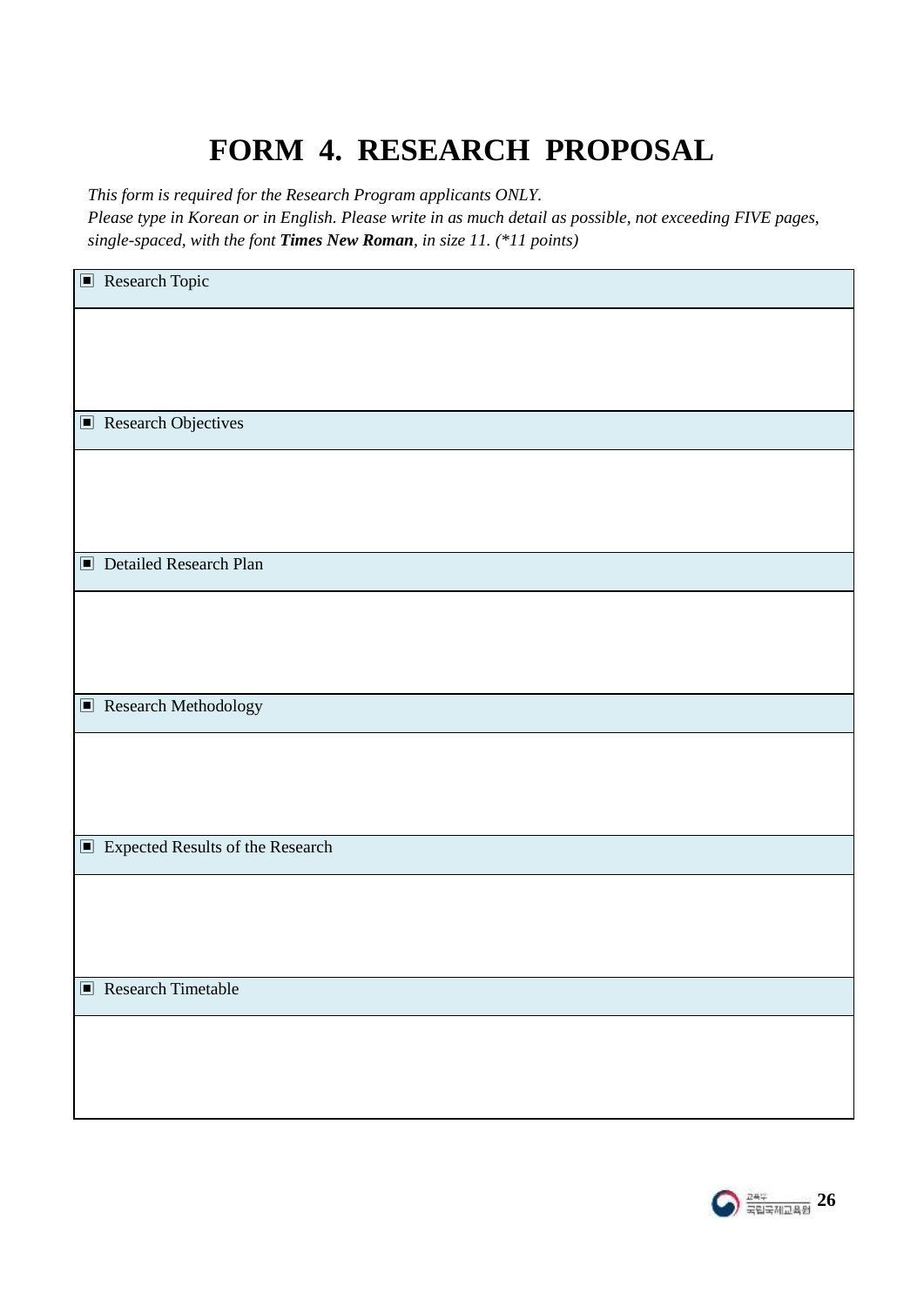# FORM 4. RESEARCH PROPOSAL

*This form is required for the Research Program applicants ONLY.*
*Please type in Korean or in English. Please write in as much detail as possible, not exceeding FIVE pages, single-spaced, with the font* ***Times New Roman****, in size 11. (*11 points)*

| ▣ Research Topic |
|---|
| |
| ▣ Research Objectives |
| |
| ▣ Detailed Research Plan |
| |
| ▣ Research Methodology |
| |
| ▣ Expected Results of the Research |
| |
| ▣ Research Timetable |
| |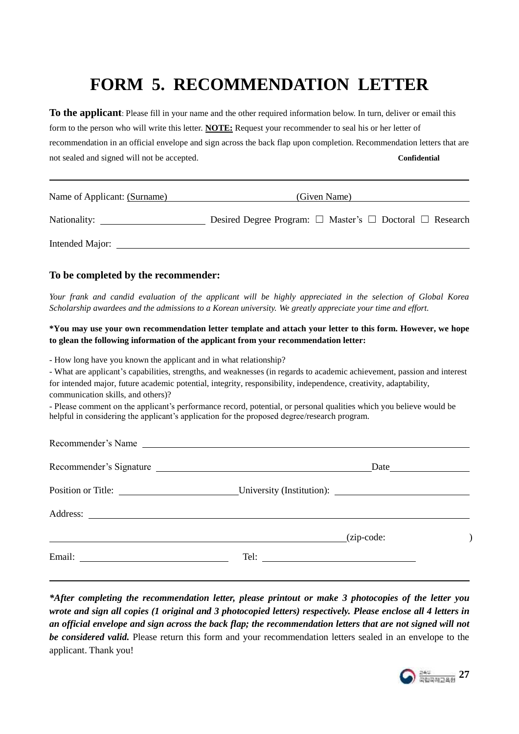# FORM 5. RECOMMENDATION LETTER

**To the applicant**: Please fill in your name and the other required information below. In turn, deliver or email this form to the person who will write this letter. **NOTE:** Request your recommender to seal his or her letter of recommendation in an official envelope and sign across the back flap upon completion. Recommendation letters that are not sealed and signed will not be accepted. **Confidential**

---

Name of Applicant: (Surname) ______________________ (Given Name) ______________________

Nationality: ______________________ Desired Degree Program: ☐ Master's ☐ Doctoral ☐ Research

Intended Major: ____________________________________________

### To be completed by the recommender:

*Your frank and candid evaluation of the applicant will be highly appreciated in the selection of Global Korea Scholarship awardees and the admissions to a Korean university. We greatly appreciate your time and effort.*

**\*You may use your own recommendation letter template and attach your letter to this form. However, we hope to glean the following information of the applicant from your recommendation letter:**

- How long have you known the applicant and in what relationship?
- What are applicant's capabilities, strengths, and weaknesses (in regards to academic achievement, passion and interest for intended major, future academic potential, integrity, responsibility, independence, creativity, adaptability, communication skills, and others)?
- Please comment on the applicant's performance record, potential, or personal qualities which you believe would be helpful in considering the applicant's application for the proposed degree/research program.

Recommender's Name ____________________________________________

Recommender's Signature ______________________________ Date ______________

Position or Title: ______________________ University (Institution): ______________________

Address: ____________________________________________

____________________________________________ (zip-code: )

Email: ______________________ Tel: ______________________

---

***\*After completing the recommendation letter, please printout or make 3 photocopies of the letter you wrote and sign all copies (1 original and 3 photocopied letters) respectively. Please enclose all 4 letters in an official envelope and sign across the back flap; the recommendation letters that are not signed will not be considered valid.*** Please return this form and your recommendation letters sealed in an envelope to the applicant. Thank you!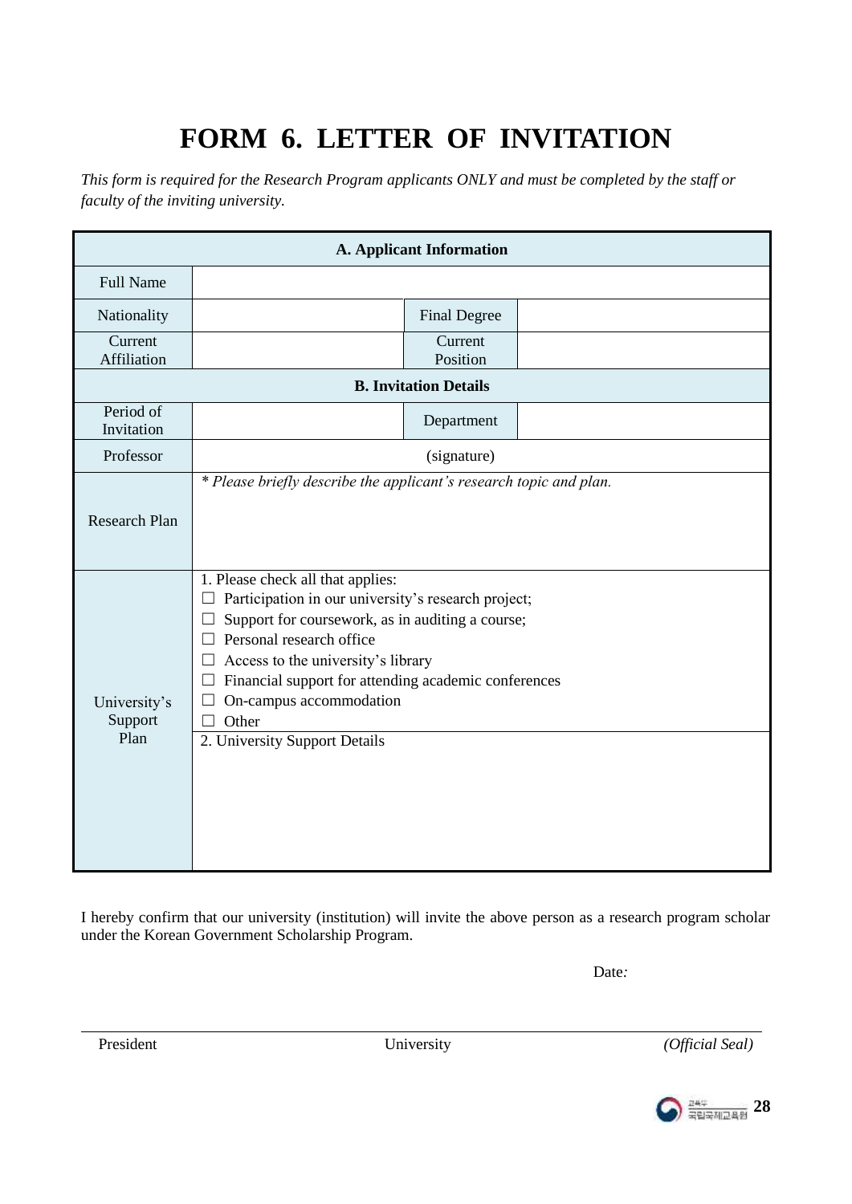# FORM 6. LETTER OF INVITATION

*This form is required for the Research Program applicants ONLY and must be completed by the staff or faculty of the inviting university.*

| A. Applicant Information | | | |
|---|---|---|---|
| Full Name | | | |
| Nationality | | Final Degree | |
| Current Affiliation | | Current Position | |
| **B. Invitation Details** | | | |
| Period of Invitation | | Department | |
| Professor | (signature) | | |
| Research Plan | *\* Please briefly describe the applicant's research topic and plan.* | | |
| University's Support Plan | 1. Please check all that applies:<br>☐ Participation in our university's research project;<br>☐ Support for coursework, as in auditing a course;<br>☐ Personal research office<br>☐ Access to the university's library<br>☐ Financial support for attending academic conferences<br>☐ On-campus accommodation<br>☐ Other | | |
| | 2. University Support Details | | |

I hereby confirm that our university (institution) will invite the above person as a research program scholar under the Korean Government Scholarship Program.

Date*:*

President | University | *(Official Seal)*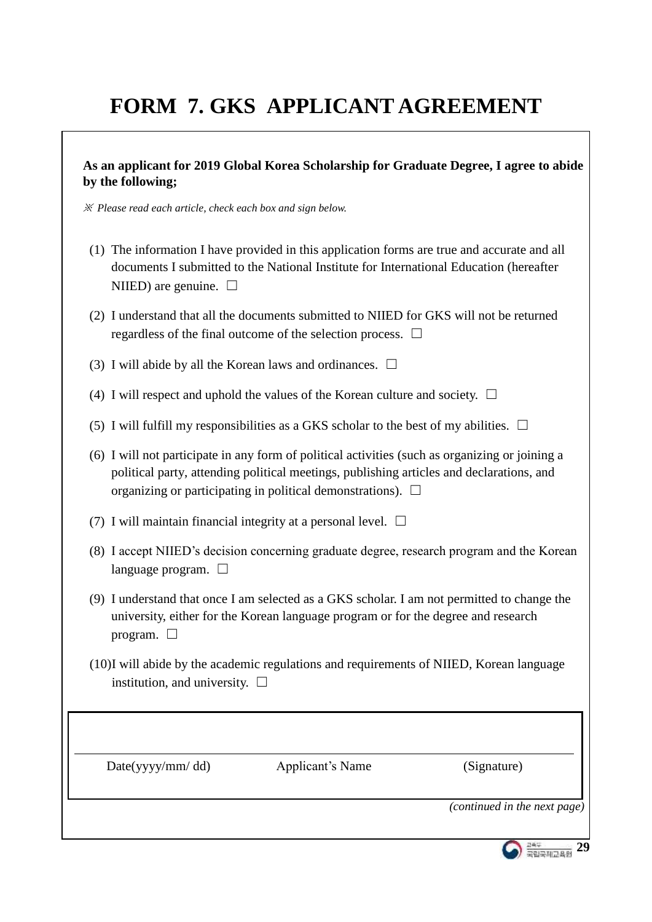# FORM 7. GKS APPLICANT AGREEMENT

**As an applicant for 2019 Global Korea Scholarship for Graduate Degree, I agree to abide by the following;**

*※ Please read each article, check each box and sign below.*

(1) The information I have provided in this application forms are true and accurate and all documents I submitted to the National Institute for International Education (hereafter NIIED) are genuine. ☐

(2) I understand that all the documents submitted to NIIED for GKS will not be returned regardless of the final outcome of the selection process. ☐

(3) I will abide by all the Korean laws and ordinances. ☐

(4) I will respect and uphold the values of the Korean culture and society. ☐

(5) I will fulfill my responsibilities as a GKS scholar to the best of my abilities. ☐

(6) I will not participate in any form of political activities (such as organizing or joining a political party, attending political meetings, publishing articles and declarations, and organizing or participating in political demonstrations). ☐

(7) I will maintain financial integrity at a personal level. ☐

(8) I accept NIIED's decision concerning graduate degree, research program and the Korean language program. ☐

(9) I understand that once I am selected as a GKS scholar. I am not permitted to change the university, either for the Korean language program or for the degree and research program. ☐

(10) I will abide by the academic regulations and requirements of NIIED, Korean language institution, and university. ☐

| Date(yyyy/mm/ dd) | Applicant's Name | (Signature) |
|---|---|---|

*(continued in the next page)*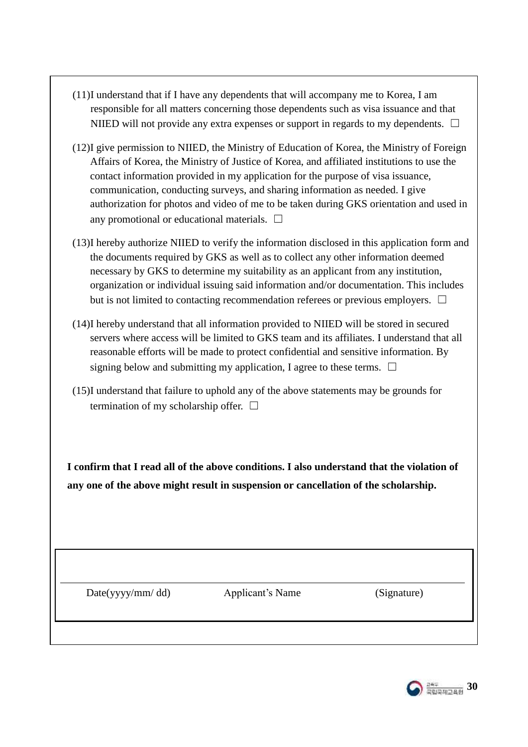(11) I understand that if I have any dependents that will accompany me to Korea, I am responsible for all matters concerning those dependents such as visa issuance and that NIIED will not provide any extra expenses or support in regards to my dependents. ☐

(12) I give permission to NIIED, the Ministry of Education of Korea, the Ministry of Foreign Affairs of Korea, the Ministry of Justice of Korea, and affiliated institutions to use the contact information provided in my application for the purpose of visa issuance, communication, conducting surveys, and sharing information as needed. I give authorization for photos and video of me to be taken during GKS orientation and used in any promotional or educational materials. ☐

(13) I hereby authorize NIIED to verify the information disclosed in this application form and the documents required by GKS as well as to collect any other information deemed necessary by GKS to determine my suitability as an applicant from any institution, organization or individual issuing said information and/or documentation. This includes but is not limited to contacting recommendation referees or previous employers. ☐

(14) I hereby understand that all information provided to NIIED will be stored in secured servers where access will be limited to GKS team and its affiliates. I understand that all reasonable efforts will be made to protect confidential and sensitive information. By signing below and submitting my application, I agree to these terms. ☐

(15) I understand that failure to uphold any of the above statements may be grounds for termination of my scholarship offer. ☐

**I confirm that I read all of the above conditions. I also understand that the violation of any one of the above might result in suspension or cancellation of the scholarship.**

| Date(yyyy/mm/ dd) | Applicant's Name | (Signature) |
|---|---|---|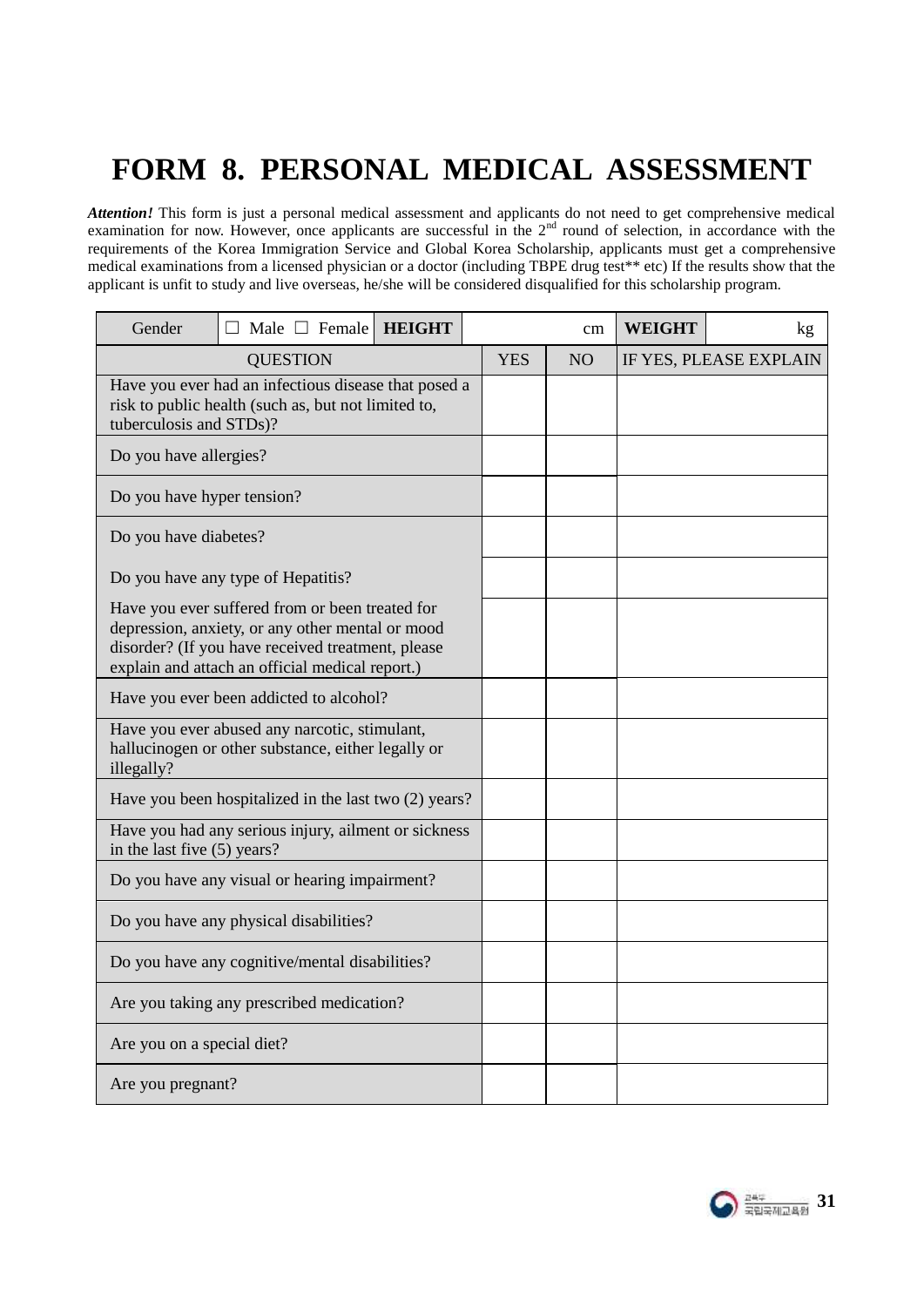# FORM 8. PERSONAL MEDICAL ASSESSMENT

***Attention!*** This form is just a personal medical assessment and applicants do not need to get comprehensive medical examination for now. However, once applicants are successful in the 2nd round of selection, in accordance with the requirements of the Korea Immigration Service and Global Korea Scholarship, applicants must get a comprehensive medical examinations from a licensed physician or a doctor (including TBPE drug test** etc) If the results show that the applicant is unfit to study and live overseas, he/she will be considered disqualified for this scholarship program.

| Gender | ☐ Male ☐ Female | **HEIGHT** | cm | **WEIGHT** | kg |
|---|---|---|---|---|---|
| QUESTION | | YES | NO | IF YES, PLEASE EXPLAIN | |
| Have you ever had an infectious disease that posed a risk to public health (such as, but not limited to, tuberculosis and STDs)? | | | | | |
| Do you have allergies? | | | | | |
| Do you have hyper tension? | | | | | |
| Do you have diabetes? | | | | | |
| Do you have any type of Hepatitis? | | | | | |
| Have you ever suffered from or been treated for depression, anxiety, or any other mental or mood disorder? (If you have received treatment, please explain and attach an official medical report.) | | | | | |
| Have you ever been addicted to alcohol? | | | | | |
| Have you ever abused any narcotic, stimulant, hallucinogen or other substance, either legally or illegally? | | | | | |
| Have you been hospitalized in the last two (2) years? | | | | | |
| Have you had any serious injury, ailment or sickness in the last five (5) years? | | | | | |
| Do you have any visual or hearing impairment? | | | | | |
| Do you have any physical disabilities? | | | | | |
| Do you have any cognitive/mental disabilities? | | | | | |
| Are you taking any prescribed medication? | | | | | |
| Are you on a special diet? | | | | | |
| Are you pregnant? | | | | | |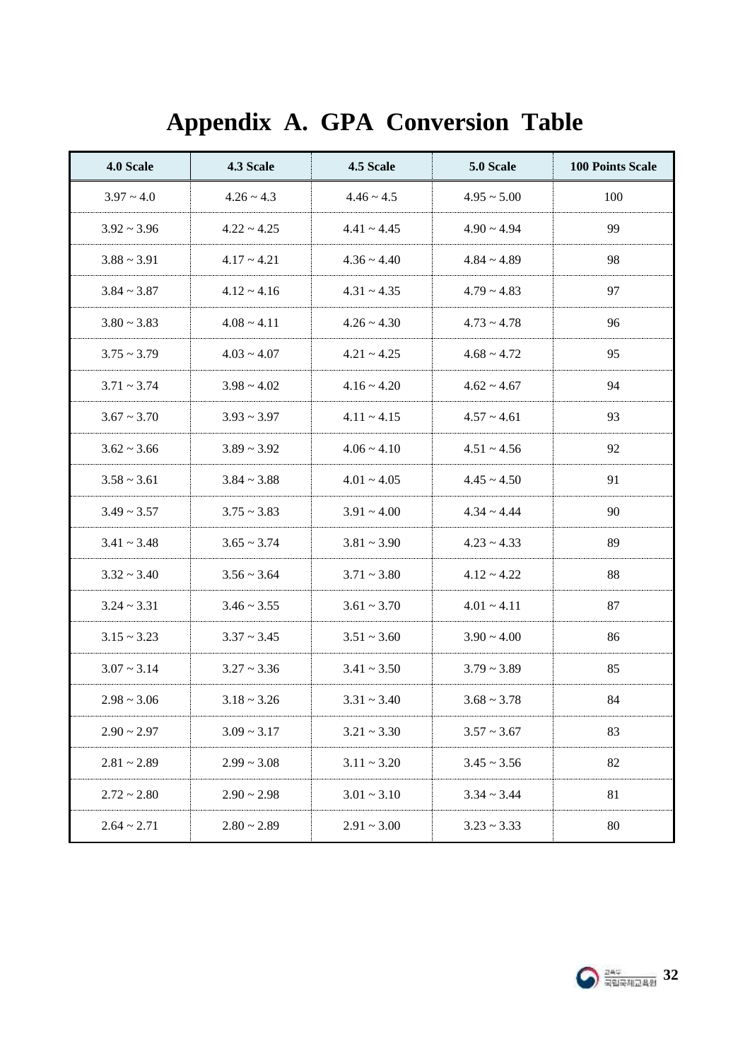# Appendix A. GPA Conversion Table

| 4.0 Scale | 4.3 Scale | 4.5 Scale | 5.0 Scale | 100 Points Scale |
|---|---|---|---|---|
| 3.97 ~ 4.0 | 4.26 ~ 4.3 | 4.46 ~ 4.5 | 4.95 ~ 5.00 | 100 |
| 3.92 ~ 3.96 | 4.22 ~ 4.25 | 4.41 ~ 4.45 | 4.90 ~ 4.94 | 99 |
| 3.88 ~ 3.91 | 4.17 ~ 4.21 | 4.36 ~ 4.40 | 4.84 ~ 4.89 | 98 |
| 3.84 ~ 3.87 | 4.12 ~ 4.16 | 4.31 ~ 4.35 | 4.79 ~ 4.83 | 97 |
| 3.80 ~ 3.83 | 4.08 ~ 4.11 | 4.26 ~ 4.30 | 4.73 ~ 4.78 | 96 |
| 3.75 ~ 3.79 | 4.03 ~ 4.07 | 4.21 ~ 4.25 | 4.68 ~ 4.72 | 95 |
| 3.71 ~ 3.74 | 3.98 ~ 4.02 | 4.16 ~ 4.20 | 4.62 ~ 4.67 | 94 |
| 3.67 ~ 3.70 | 3.93 ~ 3.97 | 4.11 ~ 4.15 | 4.57 ~ 4.61 | 93 |
| 3.62 ~ 3.66 | 3.89 ~ 3.92 | 4.06 ~ 4.10 | 4.51 ~ 4.56 | 92 |
| 3.58 ~ 3.61 | 3.84 ~ 3.88 | 4.01 ~ 4.05 | 4.45 ~ 4.50 | 91 |
| 3.49 ~ 3.57 | 3.75 ~ 3.83 | 3.91 ~ 4.00 | 4.34 ~ 4.44 | 90 |
| 3.41 ~ 3.48 | 3.65 ~ 3.74 | 3.81 ~ 3.90 | 4.23 ~ 4.33 | 89 |
| 3.32 ~ 3.40 | 3.56 ~ 3.64 | 3.71 ~ 3.80 | 4.12 ~ 4.22 | 88 |
| 3.24 ~ 3.31 | 3.46 ~ 3.55 | 3.61 ~ 3.70 | 4.01 ~ 4.11 | 87 |
| 3.15 ~ 3.23 | 3.37 ~ 3.45 | 3.51 ~ 3.60 | 3.90 ~ 4.00 | 86 |
| 3.07 ~ 3.14 | 3.27 ~ 3.36 | 3.41 ~ 3.50 | 3.79 ~ 3.89 | 85 |
| 2.98 ~ 3.06 | 3.18 ~ 3.26 | 3.31 ~ 3.40 | 3.68 ~ 3.78 | 84 |
| 2.90 ~ 2.97 | 3.09 ~ 3.17 | 3.21 ~ 3.30 | 3.57 ~ 3.67 | 83 |
| 2.81 ~ 2.89 | 2.99 ~ 3.08 | 3.11 ~ 3.20 | 3.45 ~ 3.56 | 82 |
| 2.72 ~ 2.80 | 2.90 ~ 2.98 | 3.01 ~ 3.10 | 3.34 ~ 3.44 | 81 |
| 2.64 ~ 2.71 | 2.80 ~ 2.89 | 2.91 ~ 3.00 | 3.23 ~ 3.33 | 80 |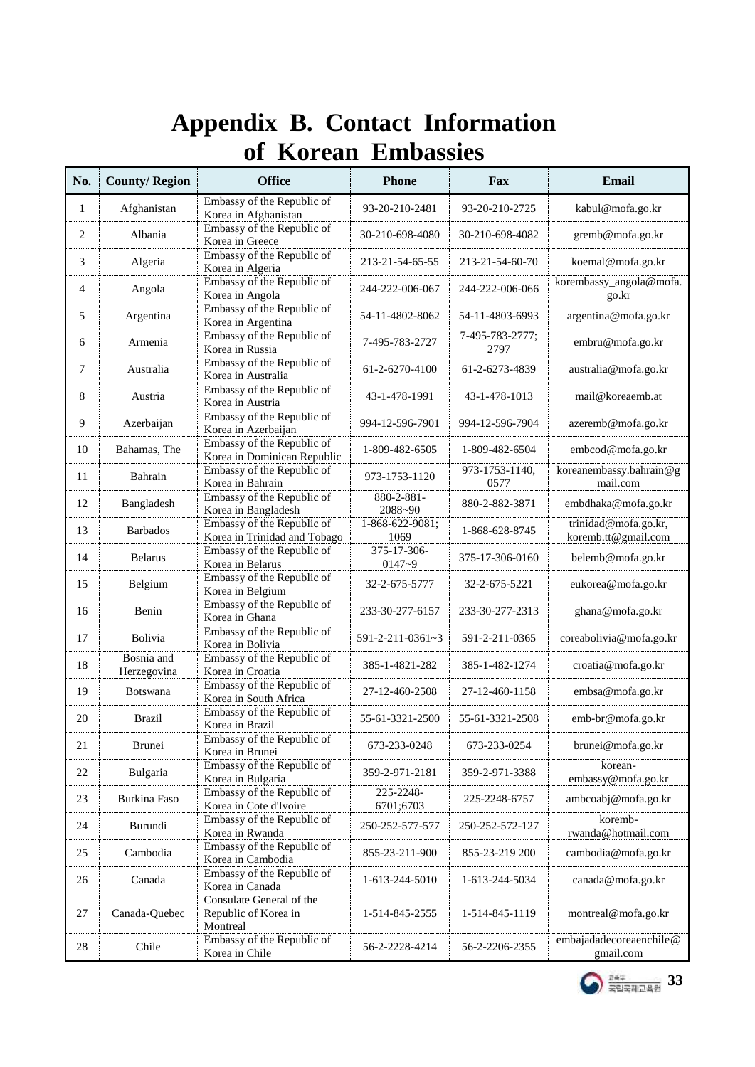# Appendix B. Contact Information of Korean Embassies

| No. | County/ Region | Office | Phone | Fax | Email |
|---|---|---|---|---|---|
| 1 | Afghanistan | Embassy of the Republic of Korea in Afghanistan | 93-20-210-2481 | 93-20-210-2725 | kabul@mofa.go.kr |
| 2 | Albania | Embassy of the Republic of Korea in Greece | 30-210-698-4080 | 30-210-698-4082 | gremb@mofa.go.kr |
| 3 | Algeria | Embassy of the Republic of Korea in Algeria | 213-21-54-65-55 | 213-21-54-60-70 | koemal@mofa.go.kr |
| 4 | Angola | Embassy of the Republic of Korea in Angola | 244-222-006-067 | 244-222-006-066 | korembassy_angola@mofa.go.kr |
| 5 | Argentina | Embassy of the Republic of Korea in Argentina | 54-11-4802-8062 | 54-11-4803-6993 | argentina@mofa.go.kr |
| 6 | Armenia | Embassy of the Republic of Korea in Russia | 7-495-783-2727 | 7-495-783-2777; 2797 | embru@mofa.go.kr |
| 7 | Australia | Embassy of the Republic of Korea in Australia | 61-2-6270-4100 | 61-2-6273-4839 | australia@mofa.go.kr |
| 8 | Austria | Embassy of the Republic of Korea in Austria | 43-1-478-1991 | 43-1-478-1013 | mail@koreaemb.at |
| 9 | Azerbaijan | Embassy of the Republic of Korea in Azerbaijan | 994-12-596-7901 | 994-12-596-7904 | azeremb@mofa.go.kr |
| 10 | Bahamas, The | Embassy of the Republic of Korea in Dominican Republic | 1-809-482-6505 | 1-809-482-6504 | embcod@mofa.go.kr |
| 11 | Bahrain | Embassy of the Republic of Korea in Bahrain | 973-1753-1120 | 973-1753-1140, 0577 | koreanembassy.bahrain@gmail.com |
| 12 | Bangladesh | Embassy of the Republic of Korea in Bangladesh | 880-2-881-2088~90 | 880-2-882-3871 | embdhaka@mofa.go.kr |
| 13 | Barbados | Embassy of the Republic of Korea in Trinidad and Tobago | 1-868-622-9081; 1069 | 1-868-628-8745 | trinidad@mofa.go.kr, koremb.tt@gmail.com |
| 14 | Belarus | Embassy of the Republic of Korea in Belarus | 375-17-306-0147~9 | 375-17-306-0160 | belemb@mofa.go.kr |
| 15 | Belgium | Embassy of the Republic of Korea in Belgium | 32-2-675-5777 | 32-2-675-5221 | eukorea@mofa.go.kr |
| 16 | Benin | Embassy of the Republic of Korea in Ghana | 233-30-277-6157 | 233-30-277-2313 | ghana@mofa.go.kr |
| 17 | Bolivia | Embassy of the Republic of Korea in Bolivia | 591-2-211-0361~3 | 591-2-211-0365 | coreabolivia@mofa.go.kr |
| 18 | Bosnia and Herzegovina | Embassy of the Republic of Korea in Croatia | 385-1-4821-282 | 385-1-482-1274 | croatia@mofa.go.kr |
| 19 | Botswana | Embassy of the Republic of Korea in South Africa | 27-12-460-2508 | 27-12-460-1158 | embsa@mofa.go.kr |
| 20 | Brazil | Embassy of the Republic of Korea in Brazil | 55-61-3321-2500 | 55-61-3321-2508 | emb-br@mofa.go.kr |
| 21 | Brunei | Embassy of the Republic of Korea in Brunei | 673-233-0248 | 673-233-0254 | brunei@mofa.go.kr |
| 22 | Bulgaria | Embassy of the Republic of Korea in Bulgaria | 359-2-971-2181 | 359-2-971-3388 | korean-embassy@mofa.go.kr |
| 23 | Burkina Faso | Embassy of the Republic of Korea in Cote d'Ivoire | 225-2248-6701;6703 | 225-2248-6757 | ambcoabj@mofa.go.kr |
| 24 | Burundi | Embassy of the Republic of Korea in Rwanda | 250-252-577-577 | 250-252-572-127 | koremb-rwanda@hotmail.com |
| 25 | Cambodia | Embassy of the Republic of Korea in Cambodia | 855-23-211-900 | 855-23-219 200 | cambodia@mofa.go.kr |
| 26 | Canada | Embassy of the Republic of Korea in Canada | 1-613-244-5010 | 1-613-244-5034 | canada@mofa.go.kr |
| 27 | Canada-Quebec | Consulate General of the Republic of Korea in Montreal | 1-514-845-2555 | 1-514-845-1119 | montreal@mofa.go.kr |
| 28 | Chile | Embassy of the Republic of Korea in Chile | 56-2-2228-4214 | 56-2-2206-2355 | embajadadecoreaenchile@gmail.com |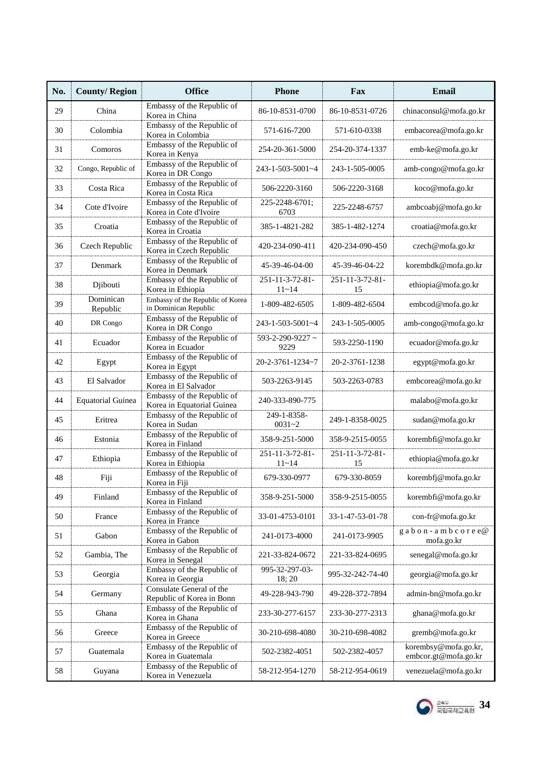| No. | County/ Region | Office | Phone | Fax | Email |
|---|---|---|---|---|---|
| 29 | China | Embassy of the Republic of Korea in China | 86-10-8531-0700 | 86-10-8531-0726 | chinaconsul@mofa.go.kr |
| 30 | Colombia | Embassy of the Republic of Korea in Colombia | 571-616-7200 | 571-610-0338 | embacorea@mofa.go.kr |
| 31 | Comoros | Embassy of the Republic of Korea in Kenya | 254-20-361-5000 | 254-20-374-1337 | emb-ke@mofa.go.kr |
| 32 | Congo, Republic of | Embassy of the Republic of Korea in DR Congo | 243-1-503-5001~4 | 243-1-505-0005 | amb-congo@mofa.go.kr |
| 33 | Costa Rica | Embassy of the Republic of Korea in Costa Rica | 506-2220-3160 | 506-2220-3168 | koco@mofa.go.kr |
| 34 | Cote d'Ivoire | Embassy of the Republic of Korea in Cote d'Ivoire | 225-2248-6701; 6703 | 225-2248-6757 | ambcoabj@mofa.go.kr |
| 35 | Croatia | Embassy of the Republic of Korea in Croatia | 385-1-4821-282 | 385-1-482-1274 | croatia@mofa.go.kr |
| 36 | Czech Republic | Embassy of the Republic of Korea in Czech Republic | 420-234-090-411 | 420-234-090-450 | czech@mofa.go.kr |
| 37 | Denmark | Embassy of the Republic of Korea in Denmark | 45-39-46-04-00 | 45-39-46-04-22 | korembdk@mofa.go.kr |
| 38 | Djibouti | Embassy of the Republic of Korea in Ethiopia | 251-11-3-72-81-11~14 | 251-11-3-72-81-15 | ethiopia@mofa.go.kr |
| 39 | Dominican Republic | Embassy of the Republic of Korea in Dominican Republic | 1-809-482-6505 | 1-809-482-6504 | embcod@mofa.go.kr |
| 40 | DR Congo | Embassy of the Republic of Korea in DR Congo | 243-1-503-5001~4 | 243-1-505-0005 | amb-congo@mofa.go.kr |
| 41 | Ecuador | Embassy of the Republic of Korea in Ecuador | 593-2-290-9227 ~ 9229 | 593-2250-1190 | ecuador@mofa.go.kr |
| 42 | Egypt | Embassy of the Republic of Korea in Egypt | 20-2-3761-1234~7 | 20-2-3761-1238 | egypt@mofa.go.kr |
| 43 | El Salvador | Embassy of the Republic of Korea in El Salvador | 503-2263-9145 | 503-2263-0783 | embcorea@mofa.go.kr |
| 44 | Equatorial Guinea | Embassy of the Republic of Korea in Equatorial Guinea | 240-333-890-775 | | malabo@mofa.go.kr |
| 45 | Eritrea | Embassy of the Republic of Korea in Sudan | 249-1-8358-0031~2 | 249-1-8358-0025 | sudan@mofa.go.kr |
| 46 | Estonia | Embassy of the Republic of Korea in Finland | 358-9-251-5000 | 358-9-2515-0055 | korembfi@mofa.go.kr |
| 47 | Ethiopia | Embassy of the Republic of Korea in Ethiopia | 251-11-3-72-81-11~14 | 251-11-3-72-81-15 | ethiopia@mofa.go.kr |
| 48 | Fiji | Embassy of the Republic of Korea in Fiji | 679-330-0977 | 679-330-8059 | korembfj@mofa.go.kr |
| 49 | Finland | Embassy of the Republic of Korea in Finland | 358-9-251-5000 | 358-9-2515-0055 | korembfi@mofa.go.kr |
| 50 | France | Embassy of the Republic of Korea in France | 33-01-4753-0101 | 33-1-47-53-01-78 | con-fr@mofa.go.kr |
| 51 | Gabon | Embassy of the Republic of Korea in Gabon | 241-0173-4000 | 241-0173-9905 | gabon-ambcoree@mofa.go.kr |
| 52 | Gambia, The | Embassy of the Republic of Korea in Senegal | 221-33-824-0672 | 221-33-824-0695 | senegal@mofa.go.kr |
| 53 | Georgia | Embassy of the Republic of Korea in Georgia | 995-32-297-03-18; 20 | 995-32-242-74-40 | georgia@mofa.go.kr |
| 54 | Germany | Consulate General of the Republic of Korea in Bonn | 49-228-943-790 | 49-228-372-7894 | admin-bn@mofa.go.kr |
| 55 | Ghana | Embassy of the Republic of Korea in Ghana | 233-30-277-6157 | 233-30-277-2313 | ghana@mofa.go.kr |
| 56 | Greece | Embassy of the Republic of Korea in Greece | 30-210-698-4080 | 30-210-698-4082 | gremb@mofa.go.kr |
| 57 | Guatemala | Embassy of the Republic of Korea in Guatemala | 502-2382-4051 | 502-2382-4057 | korembsy@mofa.go.kr, embcor.gt@mofa.go.kr |
| 58 | Guyana | Embassy of the Republic of Korea in Venezuela | 58-212-954-1270 | 58-212-954-0619 | venezuela@mofa.go.kr |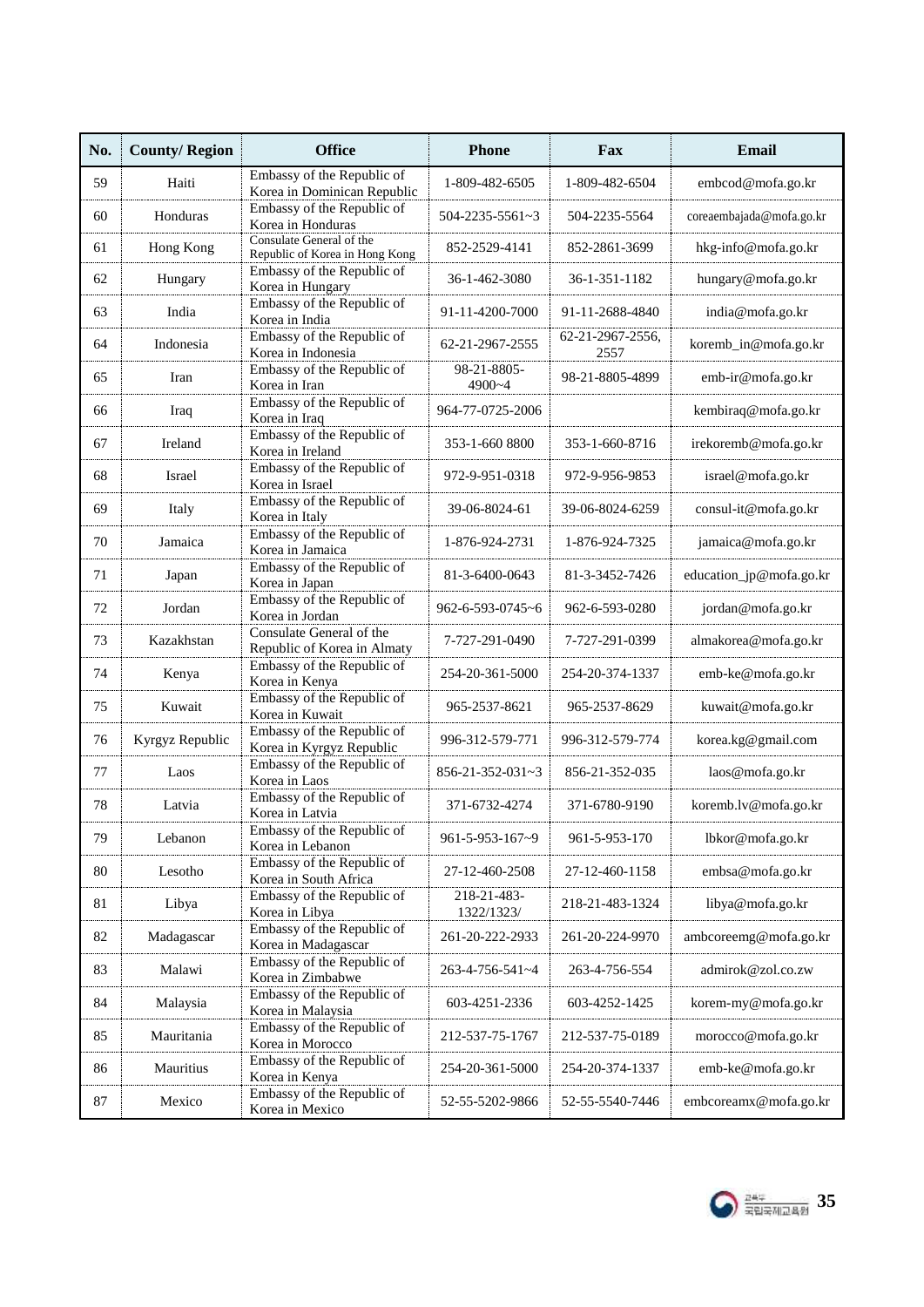| No. | County/ Region | Office | Phone | Fax | Email |
|---|---|---|---|---|---|
| 59 | Haiti | Embassy of the Republic of Korea in Dominican Republic | 1-809-482-6505 | 1-809-482-6504 | embcod@mofa.go.kr |
| 60 | Honduras | Embassy of the Republic of Korea in Honduras | 504-2235-5561~3 | 504-2235-5564 | coreaembajada@mofa.go.kr |
| 61 | Hong Kong | Consulate General of the Republic of Korea in Hong Kong | 852-2529-4141 | 852-2861-3699 | hkg-info@mofa.go.kr |
| 62 | Hungary | Embassy of the Republic of Korea in Hungary | 36-1-462-3080 | 36-1-351-1182 | hungary@mofa.go.kr |
| 63 | India | Embassy of the Republic of Korea in India | 91-11-4200-7000 | 91-11-2688-4840 | india@mofa.go.kr |
| 64 | Indonesia | Embassy of the Republic of Korea in Indonesia | 62-21-2967-2555 | 62-21-2967-2556, 2557 | koremb_in@mofa.go.kr |
| 65 | Iran | Embassy of the Republic of Korea in Iran | 98-21-8805-4900~4 | 98-21-8805-4899 | emb-ir@mofa.go.kr |
| 66 | Iraq | Embassy of the Republic of Korea in Iraq | 964-77-0725-2006 | | kembiraq@mofa.go.kr |
| 67 | Ireland | Embassy of the Republic of Korea in Ireland | 353-1-660 8800 | 353-1-660-8716 | irekoremb@mofa.go.kr |
| 68 | Israel | Embassy of the Republic of Korea in Israel | 972-9-951-0318 | 972-9-956-9853 | israel@mofa.go.kr |
| 69 | Italy | Embassy of the Republic of Korea in Italy | 39-06-8024-61 | 39-06-8024-6259 | consul-it@mofa.go.kr |
| 70 | Jamaica | Embassy of the Republic of Korea in Jamaica | 1-876-924-2731 | 1-876-924-7325 | jamaica@mofa.go.kr |
| 71 | Japan | Embassy of the Republic of Korea in Japan | 81-3-6400-0643 | 81-3-3452-7426 | education_jp@mofa.go.kr |
| 72 | Jordan | Embassy of the Republic of Korea in Jordan | 962-6-593-0745~6 | 962-6-593-0280 | jordan@mofa.go.kr |
| 73 | Kazakhstan | Consulate General of the Republic of Korea in Almaty | 7-727-291-0490 | 7-727-291-0399 | almakorea@mofa.go.kr |
| 74 | Kenya | Embassy of the Republic of Korea in Kenya | 254-20-361-5000 | 254-20-374-1337 | emb-ke@mofa.go.kr |
| 75 | Kuwait | Embassy of the Republic of Korea in Kuwait | 965-2537-8621 | 965-2537-8629 | kuwait@mofa.go.kr |
| 76 | Kyrgyz Republic | Embassy of the Republic of Korea in Kyrgyz Republic | 996-312-579-771 | 996-312-579-774 | korea.kg@gmail.com |
| 77 | Laos | Embassy of the Republic of Korea in Laos | 856-21-352-031~3 | 856-21-352-035 | laos@mofa.go.kr |
| 78 | Latvia | Embassy of the Republic of Korea in Latvia | 371-6732-4274 | 371-6780-9190 | koremb.lv@mofa.go.kr |
| 79 | Lebanon | Embassy of the Republic of Korea in Lebanon | 961-5-953-167~9 | 961-5-953-170 | lbkor@mofa.go.kr |
| 80 | Lesotho | Embassy of the Republic of Korea in South Africa | 27-12-460-2508 | 27-12-460-1158 | embsa@mofa.go.kr |
| 81 | Libya | Embassy of the Republic of Korea in Libya | 218-21-483-1322/1323/ | 218-21-483-1324 | libya@mofa.go.kr |
| 82 | Madagascar | Embassy of the Republic of Korea in Madagascar | 261-20-222-2933 | 261-20-224-9970 | ambcoreemg@mofa.go.kr |
| 83 | Malawi | Embassy of the Republic of Korea in Zimbabwe | 263-4-756-541~4 | 263-4-756-554 | admirok@zol.co.zw |
| 84 | Malaysia | Embassy of the Republic of Korea in Malaysia | 603-4251-2336 | 603-4252-1425 | korem-my@mofa.go.kr |
| 85 | Mauritania | Embassy of the Republic of Korea in Morocco | 212-537-75-1767 | 212-537-75-0189 | morocco@mofa.go.kr |
| 86 | Mauritius | Embassy of the Republic of Korea in Kenya | 254-20-361-5000 | 254-20-374-1337 | emb-ke@mofa.go.kr |
| 87 | Mexico | Embassy of the Republic of Korea in Mexico | 52-55-5202-9866 | 52-55-5540-7446 | embcoreamx@mofa.go.kr |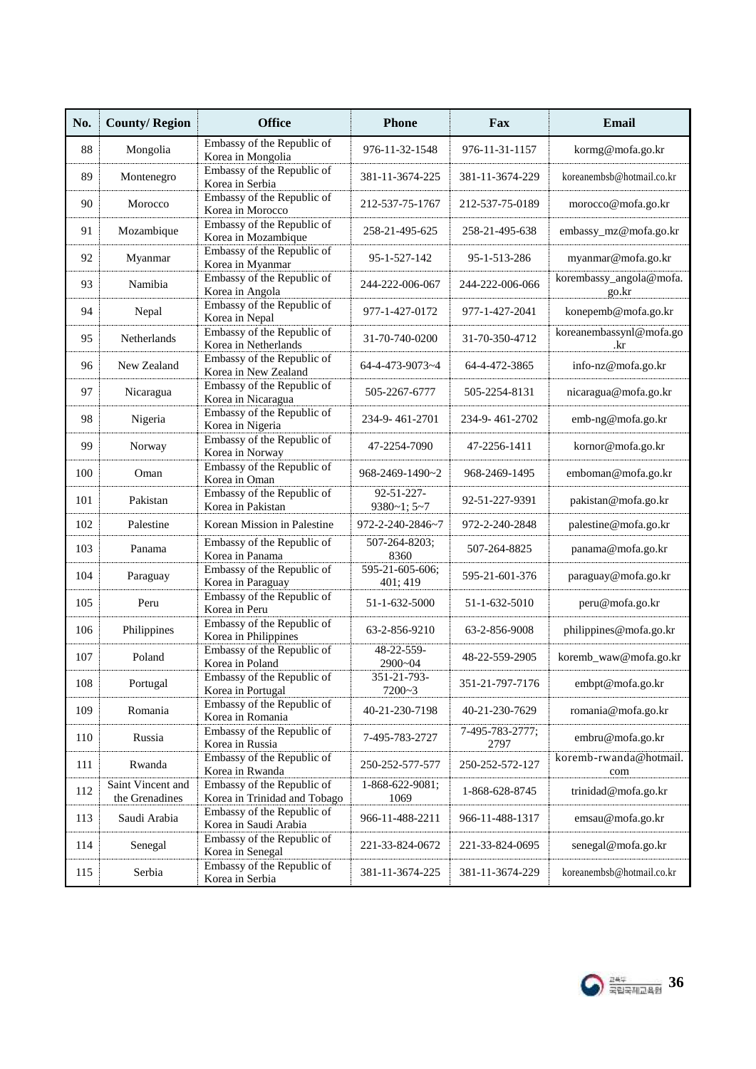| No. | County/ Region | Office | Phone | Fax | Email |
|---|---|---|---|---|---|
| 88 | Mongolia | Embassy of the Republic of Korea in Mongolia | 976-11-32-1548 | 976-11-31-1157 | kormg@mofa.go.kr |
| 89 | Montenegro | Embassy of the Republic of Korea in Serbia | 381-11-3674-225 | 381-11-3674-229 | koreanembsb@hotmail.co.kr |
| 90 | Morocco | Embassy of the Republic of Korea in Morocco | 212-537-75-1767 | 212-537-75-0189 | morocco@mofa.go.kr |
| 91 | Mozambique | Embassy of the Republic of Korea in Mozambique | 258-21-495-625 | 258-21-495-638 | embassy_mz@mofa.go.kr |
| 92 | Myanmar | Embassy of the Republic of Korea in Myanmar | 95-1-527-142 | 95-1-513-286 | myanmar@mofa.go.kr |
| 93 | Namibia | Embassy of the Republic of Korea in Angola | 244-222-006-067 | 244-222-006-066 | korembassy_angola@mofa.go.kr |
| 94 | Nepal | Embassy of the Republic of Korea in Nepal | 977-1-427-0172 | 977-1-427-2041 | konepemb@mofa.go.kr |
| 95 | Netherlands | Embassy of the Republic of Korea in Netherlands | 31-70-740-0200 | 31-70-350-4712 | koreanembassynl@mofa.go.kr |
| 96 | New Zealand | Embassy of the Republic of Korea in New Zealand | 64-4-473-9073~4 | 64-4-472-3865 | info-nz@mofa.go.kr |
| 97 | Nicaragua | Embassy of the Republic of Korea in Nicaragua | 505-2267-6777 | 505-2254-8131 | nicaragua@mofa.go.kr |
| 98 | Nigeria | Embassy of the Republic of Korea in Nigeria | 234-9- 461-2701 | 234-9- 461-2702 | emb-ng@mofa.go.kr |
| 99 | Norway | Embassy of the Republic of Korea in Norway | 47-2254-7090 | 47-2256-1411 | kornor@mofa.go.kr |
| 100 | Oman | Embassy of the Republic of Korea in Oman | 968-2469-1490~2 | 968-2469-1495 | emboman@mofa.go.kr |
| 101 | Pakistan | Embassy of the Republic of Korea in Pakistan | 92-51-227-9380~1; 5~7 | 92-51-227-9391 | pakistan@mofa.go.kr |
| 102 | Palestine | Korean Mission in Palestine | 972-2-240-2846~7 | 972-2-240-2848 | palestine@mofa.go.kr |
| 103 | Panama | Embassy of the Republic of Korea in Panama | 507-264-8203; 8360 | 507-264-8825 | panama@mofa.go.kr |
| 104 | Paraguay | Embassy of the Republic of Korea in Paraguay | 595-21-605-606; 401; 419 | 595-21-601-376 | paraguay@mofa.go.kr |
| 105 | Peru | Embassy of the Republic of Korea in Peru | 51-1-632-5000 | 51-1-632-5010 | peru@mofa.go.kr |
| 106 | Philippines | Embassy of the Republic of Korea in Philippines | 63-2-856-9210 | 63-2-856-9008 | philippines@mofa.go.kr |
| 107 | Poland | Embassy of the Republic of Korea in Poland | 48-22-559-2900~04 | 48-22-559-2905 | koremb_waw@mofa.go.kr |
| 108 | Portugal | Embassy of the Republic of Korea in Portugal | 351-21-793-7200~3 | 351-21-797-7176 | embpt@mofa.go.kr |
| 109 | Romania | Embassy of the Republic of Korea in Romania | 40-21-230-7198 | 40-21-230-7629 | romania@mofa.go.kr |
| 110 | Russia | Embassy of the Republic of Korea in Russia | 7-495-783-2727 | 7-495-783-2777; 2797 | embru@mofa.go.kr |
| 111 | Rwanda | Embassy of the Republic of Korea in Rwanda | 250-252-577-577 | 250-252-572-127 | koremb-rwanda@hotmail.com |
| 112 | Saint Vincent and the Grenadines | Embassy of the Republic of Korea in Trinidad and Tobago | 1-868-622-9081; 1069 | 1-868-628-8745 | trinidad@mofa.go.kr |
| 113 | Saudi Arabia | Embassy of the Republic of Korea in Saudi Arabia | 966-11-488-2211 | 966-11-488-1317 | emsau@mofa.go.kr |
| 114 | Senegal | Embassy of the Republic of Korea in Senegal | 221-33-824-0672 | 221-33-824-0695 | senegal@mofa.go.kr |
| 115 | Serbia | Embassy of the Republic of Korea in Serbia | 381-11-3674-225 | 381-11-3674-229 | koreanembsb@hotmail.co.kr |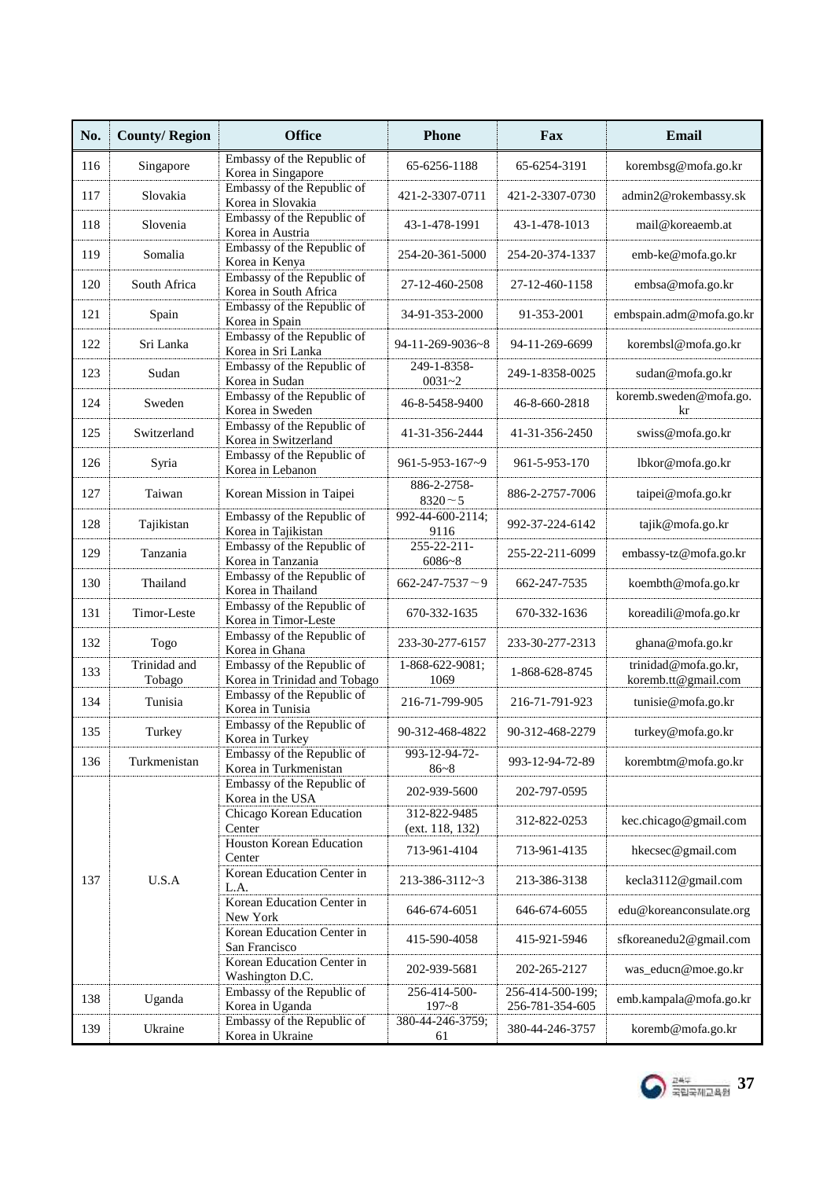| No. | County/ Region | Office | Phone | Fax | Email |
|---|---|---|---|---|---|
| 116 | Singapore | Embassy of the Republic of Korea in Singapore | 65-6256-1188 | 65-6254-3191 | korembsg@mofa.go.kr |
| 117 | Slovakia | Embassy of the Republic of Korea in Slovakia | 421-2-3307-0711 | 421-2-3307-0730 | admin2@rokembassy.sk |
| 118 | Slovenia | Embassy of the Republic of Korea in Austria | 43-1-478-1991 | 43-1-478-1013 | mail@koreaemb.at |
| 119 | Somalia | Embassy of the Republic of Korea in Kenya | 254-20-361-5000 | 254-20-374-1337 | emb-ke@mofa.go.kr |
| 120 | South Africa | Embassy of the Republic of Korea in South Africa | 27-12-460-2508 | 27-12-460-1158 | embsa@mofa.go.kr |
| 121 | Spain | Embassy of the Republic of Korea in Spain | 34-91-353-2000 | 91-353-2001 | embspain.adm@mofa.go.kr |
| 122 | Sri Lanka | Embassy of the Republic of Korea in Sri Lanka | 94-11-269-9036~8 | 94-11-269-6699 | korembsl@mofa.go.kr |
| 123 | Sudan | Embassy of the Republic of Korea in Sudan | 249-1-8358-0031~2 | 249-1-8358-0025 | sudan@mofa.go.kr |
| 124 | Sweden | Embassy of the Republic of Korea in Sweden | 46-8-5458-9400 | 46-8-660-2818 | koremb.sweden@mofa.go.kr |
| 125 | Switzerland | Embassy of the Republic of Korea in Switzerland | 41-31-356-2444 | 41-31-356-2450 | swiss@mofa.go.kr |
| 126 | Syria | Embassy of the Republic of Korea in Lebanon | 961-5-953-167~9 | 961-5-953-170 | lbkor@mofa.go.kr |
| 127 | Taiwan | Korean Mission in Taipei | 886-2-2758-8320～5 | 886-2-2757-7006 | taipei@mofa.go.kr |
| 128 | Tajikistan | Embassy of the Republic of Korea in Tajikistan | 992-44-600-2114; 9116 | 992-37-224-6142 | tajik@mofa.go.kr |
| 129 | Tanzania | Embassy of the Republic of Korea in Tanzania | 255-22-211-6086~8 | 255-22-211-6099 | embassy-tz@mofa.go.kr |
| 130 | Thailand | Embassy of the Republic of Korea in Thailand | 662-247-7537～9 | 662-247-7535 | koembth@mofa.go.kr |
| 131 | Timor-Leste | Embassy of the Republic of Korea in Timor-Leste | 670-332-1635 | 670-332-1636 | koreadili@mofa.go.kr |
| 132 | Togo | Embassy of the Republic of Korea in Ghana | 233-30-277-6157 | 233-30-277-2313 | ghana@mofa.go.kr |
| 133 | Trinidad and Tobago | Embassy of the Republic of Korea in Trinidad and Tobago | 1-868-622-9081; 1069 | 1-868-628-8745 | trinidad@mofa.go.kr, koremb.tt@gmail.com |
| 134 | Tunisia | Embassy of the Republic of Korea in Tunisia | 216-71-799-905 | 216-71-791-923 | tunisie@mofa.go.kr |
| 135 | Turkey | Embassy of the Republic of Korea in Turkey | 90-312-468-4822 | 90-312-468-2279 | turkey@mofa.go.kr |
| 136 | Turkmenistan | Embassy of the Republic of Korea in Turkmenistan | 993-12-94-72-86~8 | 993-12-94-72-89 | korembtm@mofa.go.kr |
| 137 | U.S.A | Embassy of the Republic of Korea in the USA | 202-939-5600 | 202-797-0595 | |
| | | Chicago Korean Education Center | 312-822-9485 (ext. 118, 132) | 312-822-0253 | kec.chicago@gmail.com |
| | | Houston Korean Education Center | 713-961-4104 | 713-961-4135 | hkecsec@gmail.com |
| | | Korean Education Center in L.A. | 213-386-3112~3 | 213-386-3138 | kecla3112@gmail.com |
| | | Korean Education Center in New York | 646-674-6051 | 646-674-6055 | edu@koreanconsulate.org |
| | | Korean Education Center in San Francisco | 415-590-4058 | 415-921-5946 | sfkoreanedu2@gmail.com |
| | | Korean Education Center in Washington D.C. | 202-939-5681 | 202-265-2127 | was_educn@moe.go.kr |
| 138 | Uganda | Embassy of the Republic of Korea in Uganda | 256-414-500-197~8 | 256-414-500-199; 256-781-354-605 | emb.kampala@mofa.go.kr |
| 139 | Ukraine | Embassy of the Republic of Korea in Ukraine | 380-44-246-3759; 61 | 380-44-246-3757 | koremb@mofa.go.kr |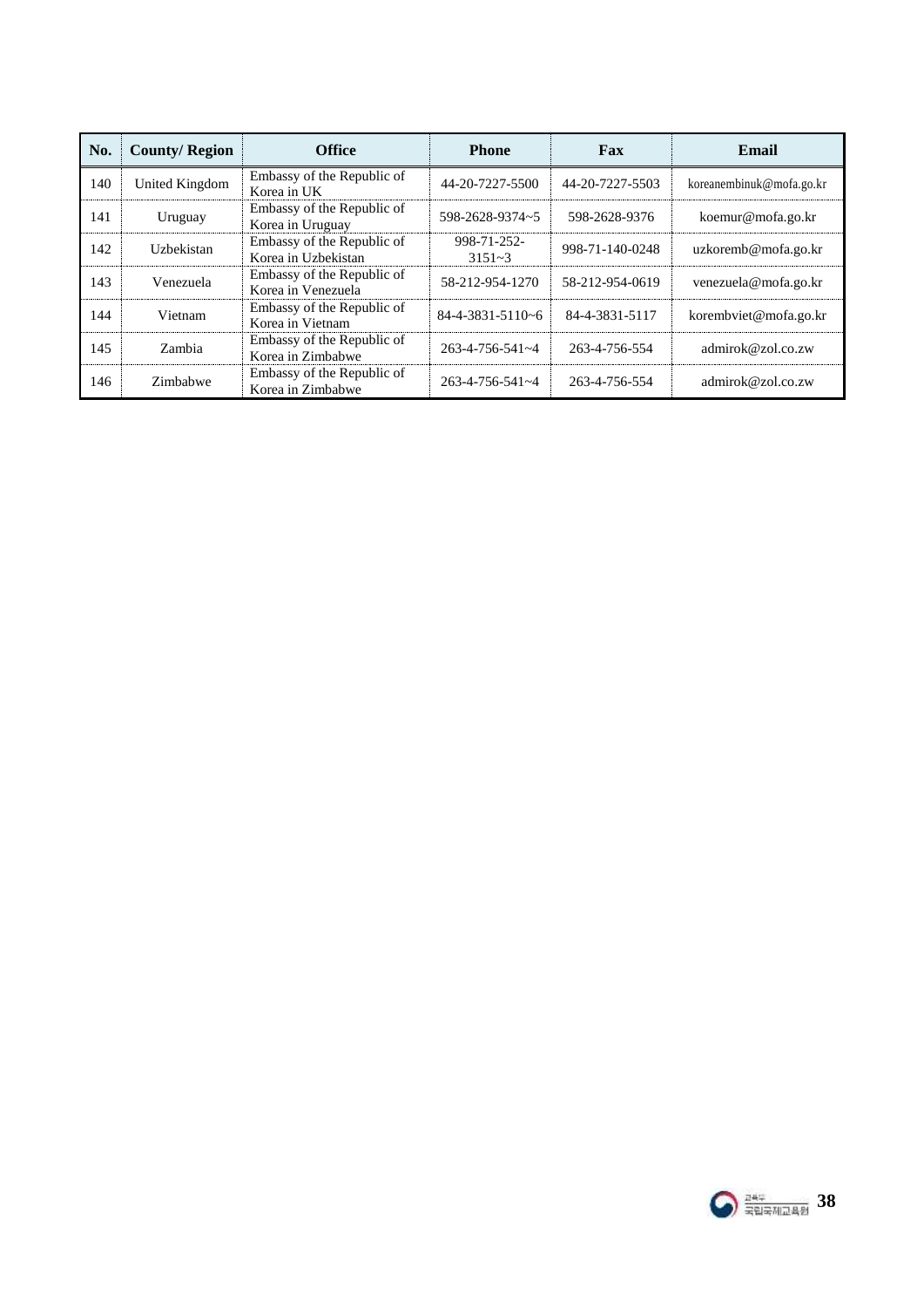| No. | County/ Region | Office | Phone | Fax | Email |
|---|---|---|---|---|---|
| 140 | United Kingdom | Embassy of the Republic of Korea in UK | 44-20-7227-5500 | 44-20-7227-5503 | koreanembinuk@mofa.go.kr |
| 141 | Uruguay | Embassy of the Republic of Korea in Uruguay | 598-2628-9374~5 | 598-2628-9376 | koemur@mofa.go.kr |
| 142 | Uzbekistan | Embassy of the Republic of Korea in Uzbekistan | 998-71-252-3151~3 | 998-71-140-0248 | uzkoremb@mofa.go.kr |
| 143 | Venezuela | Embassy of the Republic of Korea in Venezuela | 58-212-954-1270 | 58-212-954-0619 | venezuela@mofa.go.kr |
| 144 | Vietnam | Embassy of the Republic of Korea in Vietnam | 84-4-3831-5110~6 | 84-4-3831-5117 | korembviet@mofa.go.kr |
| 145 | Zambia | Embassy of the Republic of Korea in Zimbabwe | 263-4-756-541~4 | 263-4-756-554 | admirok@zol.co.zw |
| 146 | Zimbabwe | Embassy of the Republic of Korea in Zimbabwe | 263-4-756-541~4 | 263-4-756-554 | admirok@zol.co.zw |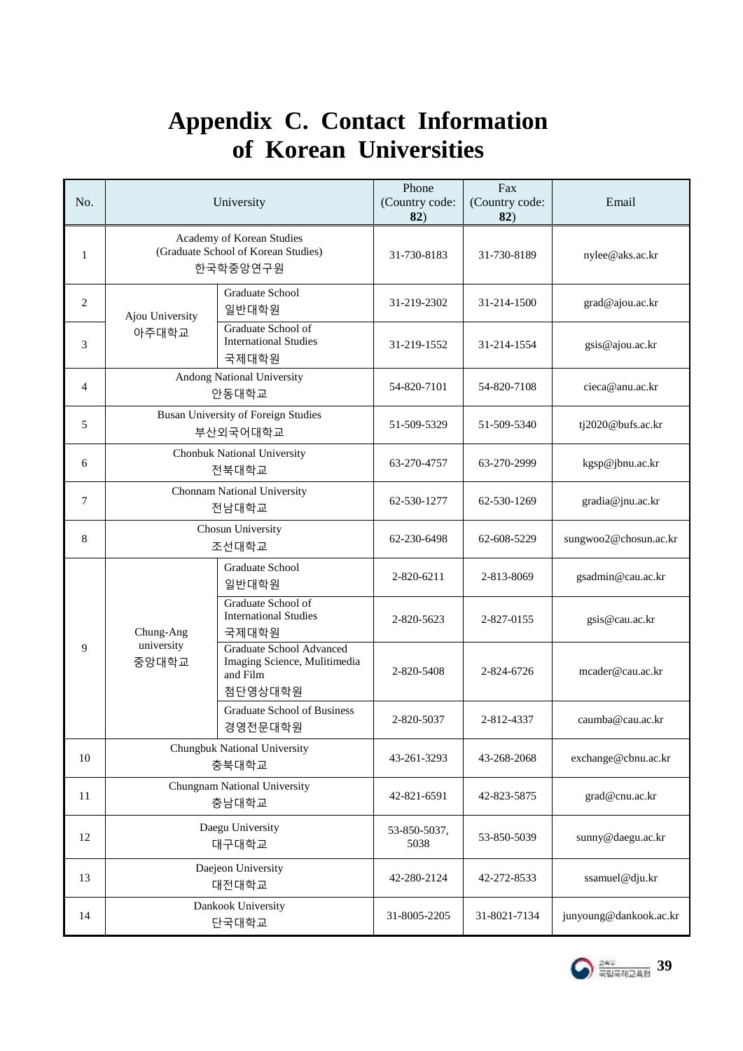# Appendix C. Contact Information of Korean Universities

| No. | University | | Phone (Country code: **82**) | Fax (Country code: **82**) | Email |
|---|---|---|---|---|---|
| 1 | Academy of Korean Studies (Graduate School of Korean Studies) 한국학중앙연구원 | | 31-730-8183 | 31-730-8189 | nylee@aks.ac.kr |
| 2 | Ajou University 아주대학교 | Graduate School 일반대학원 | 31-219-2302 | 31-214-1500 | grad@ajou.ac.kr |
| 3 | | Graduate School of International Studies 국제대학원 | 31-219-1552 | 31-214-1554 | gsis@ajou.ac.kr |
| 4 | Andong National University 안동대학교 | | 54-820-7101 | 54-820-7108 | cieca@anu.ac.kr |
| 5 | Busan University of Foreign Studies 부산외국어대학교 | | 51-509-5329 | 51-509-5340 | tj2020@bufs.ac.kr |
| 6 | Chonbuk National University 전북대학교 | | 63-270-4757 | 63-270-2999 | kgsp@jbnu.ac.kr |
| 7 | Chonnam National University 전남대학교 | | 62-530-1277 | 62-530-1269 | gradia@jnu.ac.kr |
| 8 | Chosun University 조선대학교 | | 62-230-6498 | 62-608-5229 | sungwoo2@chosun.ac.kr |
| 9 | Chung-Ang university 중앙대학교 | Graduate School 일반대학원 | 2-820-6211 | 2-813-8069 | gsadmin@cau.ac.kr |
| | | Graduate School of International Studies 국제대학원 | 2-820-5623 | 2-827-0155 | gsis@cau.ac.kr |
| | | Graduate School Advanced Imaging Science, Mulitimedia and Film 첨단영상대학원 | 2-820-5408 | 2-824-6726 | mcader@cau.ac.kr |
| | | Graduate School of Business 경영전문대학원 | 2-820-5037 | 2-812-4337 | caumba@cau.ac.kr |
| 10 | Chungbuk National University 충북대학교 | | 43-261-3293 | 43-268-2068 | exchange@cbnu.ac.kr |
| 11 | Chungnam National University 충남대학교 | | 42-821-6591 | 42-823-5875 | grad@cnu.ac.kr |
| 12 | Daegu University 대구대학교 | | 53-850-5037, 5038 | 53-850-5039 | sunny@daegu.ac.kr |
| 13 | Daejeon University 대전대학교 | | 42-280-2124 | 42-272-8533 | ssamuel@dju.kr |
| 14 | Dankook University 단국대학교 | | 31-8005-2205 | 31-8021-7134 | junyoung@dankook.ac.kr |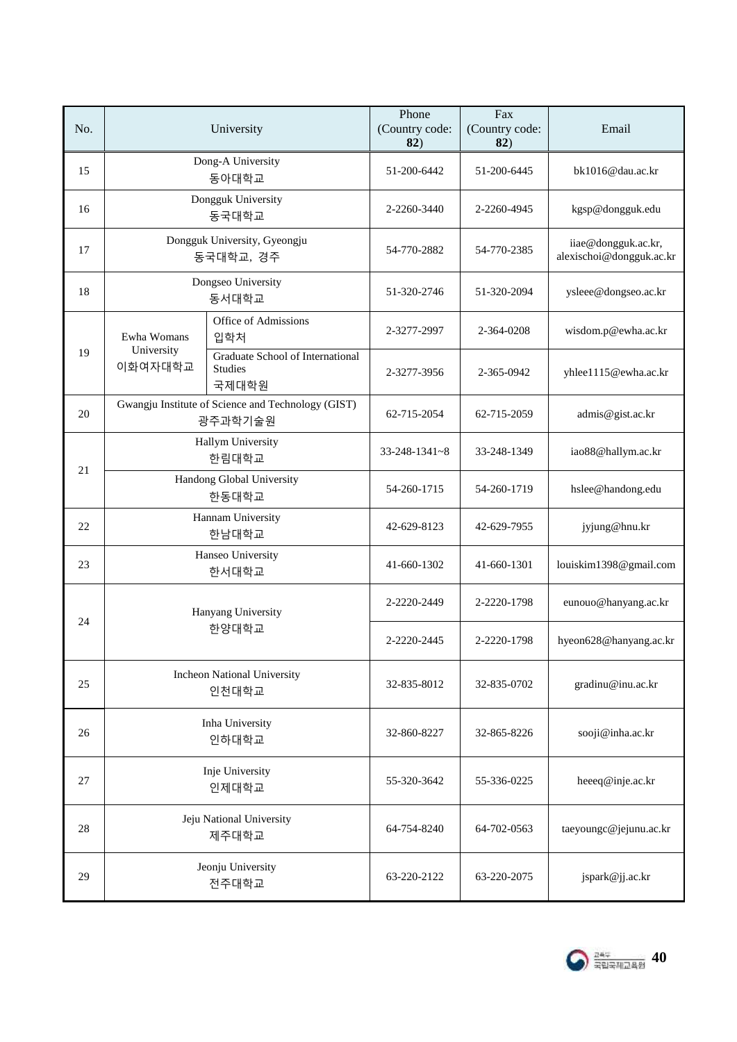| No. | University | | Phone (Country code: **82**) | Fax (Country code: **82**) | Email |
|---|---|---|---|---|---|
| 15 | Dong-A University 동아대학교 | | 51-200-6442 | 51-200-6445 | bk1016@dau.ac.kr |
| 16 | Dongguk University 동국대학교 | | 2-2260-3440 | 2-2260-4945 | kgsp@dongguk.edu |
| 17 | Dongguk University, Gyeongju 동국대학교, 경주 | | 54-770-2882 | 54-770-2385 | iiae@dongguk.ac.kr, alexischoi@dongguk.ac.kr |
| 18 | Dongseo University 동서대학교 | | 51-320-2746 | 51-320-2094 | ysleee@dongseo.ac.kr |
| 19 | Ewha Womans University 이화여자대학교 | Office of Admissions 입학처 | 2-3277-2997 | 2-364-0208 | wisdom.p@ewha.ac.kr |
| | | Graduate School of International Studies 국제대학원 | 2-3277-3956 | 2-365-0942 | yhlee1115@ewha.ac.kr |
| 20 | Gwangju Institute of Science and Technology (GIST) 광주과학기술원 | | 62-715-2054 | 62-715-2059 | admis@gist.ac.kr |
| 21 | Hallym University 한림대학교 | | 33-248-1341~8 | 33-248-1349 | iao88@hallym.ac.kr |
| | Handong Global University 한동대학교 | | 54-260-1715 | 54-260-1719 | hslee@handong.edu |
| 22 | Hannam University 한남대학교 | | 42-629-8123 | 42-629-7955 | jyjung@hnu.kr |
| 23 | Hanseo University 한서대학교 | | 41-660-1302 | 41-660-1301 | louiskim1398@gmail.com |
| 24 | Hanyang University 한양대학교 | | 2-2220-2449 | 2-2220-1798 | eunouo@hanyang.ac.kr |
| | | | 2-2220-2445 | 2-2220-1798 | hyeon628@hanyang.ac.kr |
| 25 | Incheon National University 인천대학교 | | 32-835-8012 | 32-835-0702 | gradinu@inu.ac.kr |
| 26 | Inha University 인하대학교 | | 32-860-8227 | 32-865-8226 | sooji@inha.ac.kr |
| 27 | Inje University 인제대학교 | | 55-320-3642 | 55-336-0225 | heeeq@inje.ac.kr |
| 28 | Jeju National University 제주대학교 | | 64-754-8240 | 64-702-0563 | taeyoungc@jejunu.ac.kr |
| 29 | Jeonju University 전주대학교 | | 63-220-2122 | 63-220-2075 | jspark@jj.ac.kr |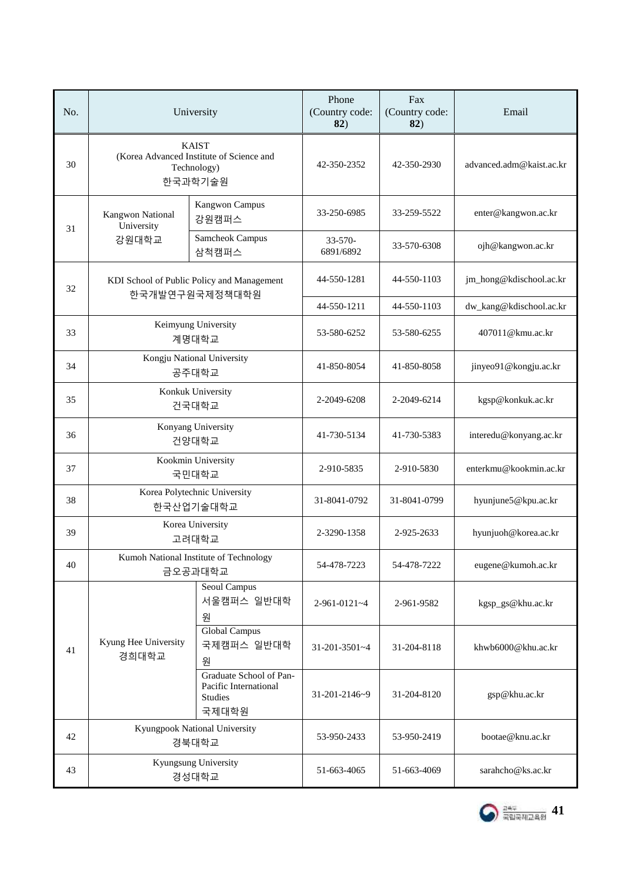| No. | University | | Phone (Country code: **82**) | Fax (Country code: **82**) | Email |
|---|---|---|---|---|---|
| 30 | KAIST (Korea Advanced Institute of Science and Technology) 한국과학기술원 | | 42-350-2352 | 42-350-2930 | advanced.adm@kaist.ac.kr |
| 31 | Kangwon National University 강원대학교 | Kangwon Campus 강원캠퍼스 | 33-250-6985 | 33-259-5522 | enter@kangwon.ac.kr |
| | | Samcheok Campus 삼척캠퍼스 | 33-570-6891/6892 | 33-570-6308 | ojh@kangwon.ac.kr |
| 32 | KDI School of Public Policy and Management 한국개발연구원국제정책대학원 | | 44-550-1281 | 44-550-1103 | jm_hong@kdischool.ac.kr |
| | | | 44-550-1211 | 44-550-1103 | dw_kang@kdischool.ac.kr |
| 33 | Keimyung University 계명대학교 | | 53-580-6252 | 53-580-6255 | 407011@kmu.ac.kr |
| 34 | Kongju National University 공주대학교 | | 41-850-8054 | 41-850-8058 | jinyeo91@kongju.ac.kr |
| 35 | Konkuk University 건국대학교 | | 2-2049-6208 | 2-2049-6214 | kgsp@konkuk.ac.kr |
| 36 | Konyang University 건양대학교 | | 41-730-5134 | 41-730-5383 | interedu@konyang.ac.kr |
| 37 | Kookmin University 국민대학교 | | 2-910-5835 | 2-910-5830 | enterkmu@kookmin.ac.kr |
| 38 | Korea Polytechnic University 한국산업기술대학교 | | 31-8041-0792 | 31-8041-0799 | hyunjune5@kpu.ac.kr |
| 39 | Korea University 고려대학교 | | 2-3290-1358 | 2-925-2633 | hyunjuoh@korea.ac.kr |
| 40 | Kumoh National Institute of Technology 금오공과대학교 | | 54-478-7223 | 54-478-7222 | eugene@kumoh.ac.kr |
| 41 | Kyung Hee University 경희대학교 | Seoul Campus 서울캠퍼스 일반대학원 | 2-961-0121~4 | 2-961-9582 | kgsp_gs@khu.ac.kr |
| | | Global Campus 국제캠퍼스 일반대학원 | 31-201-3501~4 | 31-204-8118 | khwb6000@khu.ac.kr |
| | | Graduate School of Pan-Pacific International Studies 국제대학원 | 31-201-2146~9 | 31-204-8120 | gsp@khu.ac.kr |
| 42 | Kyungpook National University 경북대학교 | | 53-950-2433 | 53-950-2419 | bootae@knu.ac.kr |
| 43 | Kyungsung University 경성대학교 | | 51-663-4065 | 51-663-4069 | sarahcho@ks.ac.kr |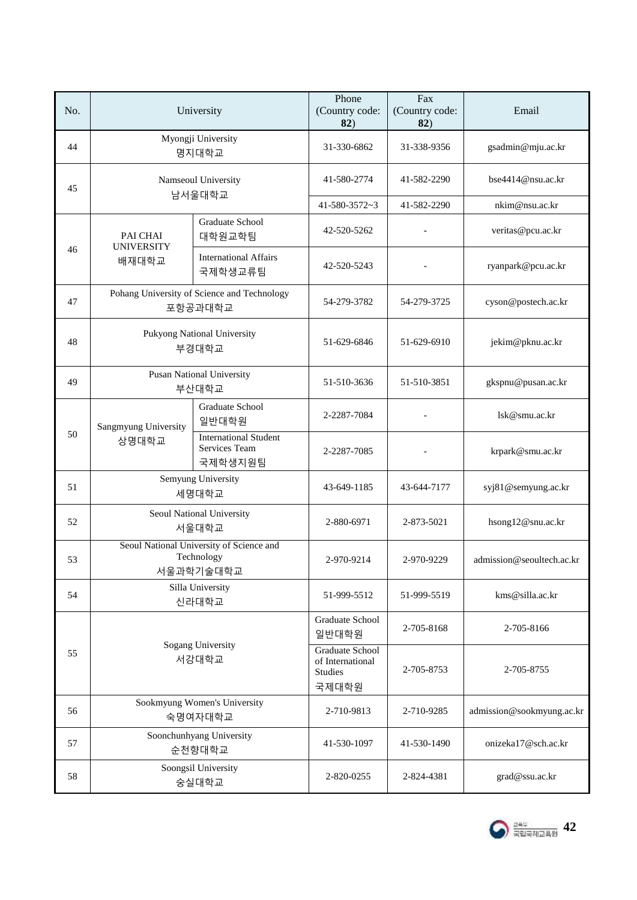| No. | University | | Phone (Country code: **82**) | Fax (Country code: **82**) | Email |
|---|---|---|---|---|---|
| 44 | Myongji University 명지대학교 | | 31-330-6862 | 31-338-9356 | gsadmin@mju.ac.kr |
| 45 | Namseoul University 남서울대학교 | | 41-580-2774 | 41-582-2290 | bse4414@nsu.ac.kr |
| | | | 41-580-3572~3 | 41-582-2290 | nkim@nsu.ac.kr |
| 46 | PAI CHAI UNIVERSITY 배재대학교 | Graduate School 대학원교학팀 | 42-520-5262 | - | veritas@pcu.ac.kr |
| | | International Affairs 국제학생교류팀 | 42-520-5243 | - | ryanpark@pcu.ac.kr |
| 47 | Pohang University of Science and Technology 포항공과대학교 | | 54-279-3782 | 54-279-3725 | cyson@postech.ac.kr |
| 48 | Pukyong National University 부경대학교 | | 51-629-6846 | 51-629-6910 | jekim@pknu.ac.kr |
| 49 | Pusan National University 부산대학교 | | 51-510-3636 | 51-510-3851 | gkspnu@pusan.ac.kr |
| 50 | Sangmyung University 상명대학교 | Graduate School 일반대학원 | 2-2287-7084 | - | lsk@smu.ac.kr |
| | | International Student Services Team 국제학생지원팀 | 2-2287-7085 | - | krpark@smu.ac.kr |
| 51 | Semyung University 세명대학교 | | 43-649-1185 | 43-644-7177 | syj81@semyung.ac.kr |
| 52 | Seoul National University 서울대학교 | | 2-880-6971 | 2-873-5021 | hsong12@snu.ac.kr |
| 53 | Seoul National University of Science and Technology 서울과학기술대학교 | | 2-970-9214 | 2-970-9229 | admission@seoultech.ac.kr |
| 54 | Silla University 신라대학교 | | 51-999-5512 | 51-999-5519 | kms@silla.ac.kr |
| 55 | Sogang University 서강대학교 | | Graduate School 일반대학원 | 2-705-8168 | 2-705-8166 |
| | | | Graduate School of International Studies 국제대학원 | 2-705-8753 | 2-705-8755 |
| 56 | Sookmyung Women's University 숙명여자대학교 | | 2-710-9813 | 2-710-9285 | admission@sookmyung.ac.kr |
| 57 | Soonchunhyang University 순천향대학교 | | 41-530-1097 | 41-530-1490 | onizeka17@sch.ac.kr |
| 58 | Soongsil University 숭실대학교 | | 2-820-0255 | 2-824-4381 | grad@ssu.ac.kr |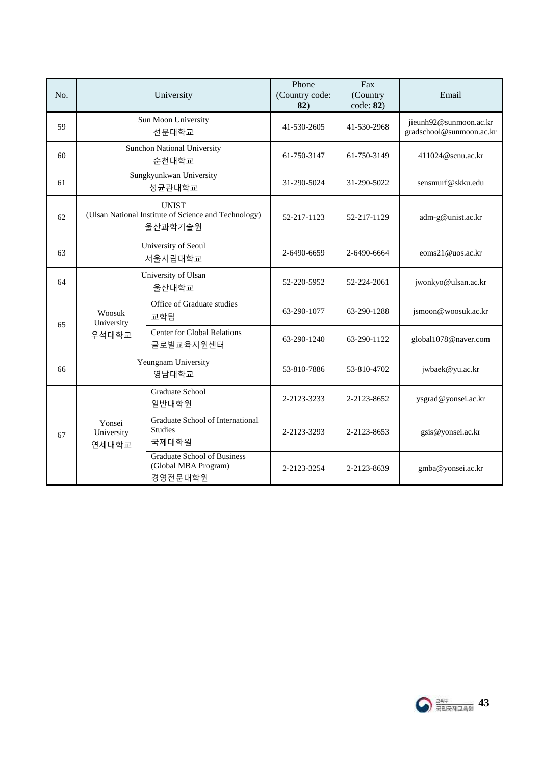| No. | University | | Phone (Country code: **82**) | Fax (Country code: **82**) | Email |
|---|---|---|---|---|---|
| 59 | Sun Moon University 선문대학교 | | 41-530-2605 | 41-530-2968 | jieunh92@sunmoon.ac.kr gradschool@sunmoon.ac.kr |
| 60 | Sunchon National University 순천대학교 | | 61-750-3147 | 61-750-3149 | 411024@scnu.ac.kr |
| 61 | Sungkyunkwan University 성균관대학교 | | 31-290-5024 | 31-290-5022 | sensmurf@skku.edu |
| 62 | UNIST (Ulsan National Institute of Science and Technology) 울산과학기술원 | | 52-217-1123 | 52-217-1129 | adm-g@unist.ac.kr |
| 63 | University of Seoul 서울시립대학교 | | 2-6490-6659 | 2-6490-6664 | eoms21@uos.ac.kr |
| 64 | University of Ulsan 울산대학교 | | 52-220-5952 | 52-224-2061 | jwonkyo@ulsan.ac.kr |
| 65 | Woosuk University 우석대학교 | Office of Graduate studies 교학팀 | 63-290-1077 | 63-290-1288 | jsmoon@woosuk.ac.kr |
| | | Center for Global Relations 글로벌교육지원센터 | 63-290-1240 | 63-290-1122 | global1078@naver.com |
| 66 | Yeungnam University 영남대학교 | | 53-810-7886 | 53-810-4702 | jwbaek@yu.ac.kr |
| 67 | Yonsei University 연세대학교 | Graduate School 일반대학원 | 2-2123-3233 | 2-2123-8652 | ysgrad@yonsei.ac.kr |
| | | Graduate School of International Studies 국제대학원 | 2-2123-3293 | 2-2123-8653 | gsis@yonsei.ac.kr |
| | | Graduate School of Business (Global MBA Program) 경영전문대학원 | 2-2123-3254 | 2-2123-8639 | gmba@yonsei.ac.kr |